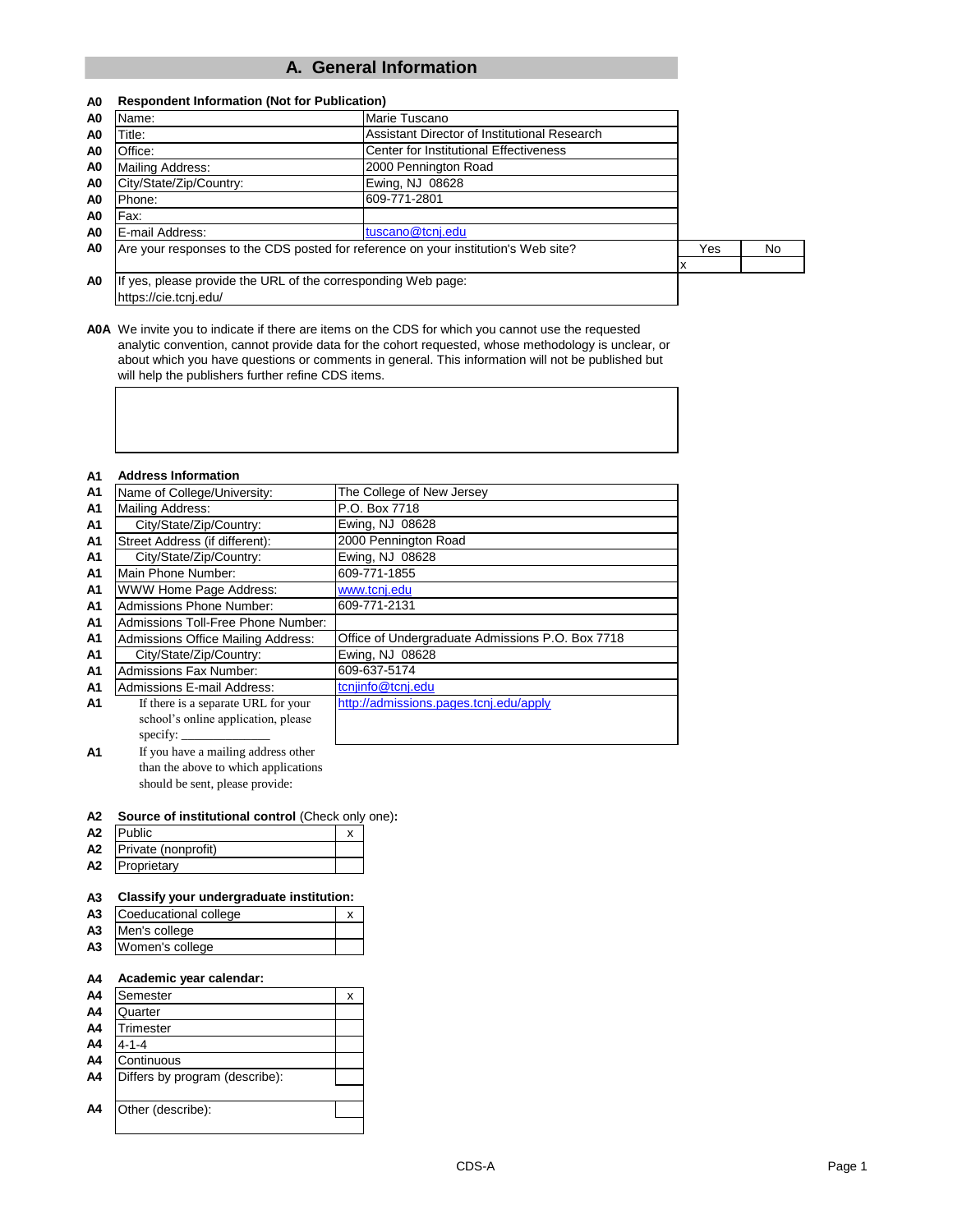# A. General Information

**A0 Respondent Information (Not for Publication)**

| | | |
|---|---|---|
| A0 | Name: | Marie Tuscano |
| A0 | Title: | Assistant Director of Institutional Research |
| A0 | Office: | Center for Institutional Effectiveness |
| A0 | Mailing Address: | 2000 Pennington Road |
| A0 | City/State/Zip/Country: | Ewing, NJ 08628 |
| A0 | Phone: | 609-771-2801 |
| A0 | Fax: | |
| A0 | E-mail Address: | tuscano@tcnj.edu |

| | | Yes | No |
|---|---|---|---|
| A0 | Are your responses to the CDS posted for reference on your institution's Web site? | x | |

**A0** If yes, please provide the URL of the corresponding Web page:
https://cie.tcnj.edu/

**A0A** We invite you to indicate if there are items on the CDS for which you cannot use the requested analytic convention, cannot provide data for the cohort requested, whose methodology is unclear, or about which you have questions or comments in general. This information will not be published but will help the publishers further refine CDS items.

**A1 Address Information**

| | | |
|---|---|---|
| A1 | Name of College/University: | The College of New Jersey |
| A1 | Mailing Address: | P.O. Box 7718 |
| A1 | City/State/Zip/Country: | Ewing, NJ 08628 |
| A1 | Street Address (if different): | 2000 Pennington Road |
| A1 | City/State/Zip/Country: | Ewing, NJ 08628 |
| A1 | Main Phone Number: | 609-771-1855 |
| A1 | WWW Home Page Address: | www.tcnj.edu |
| A1 | Admissions Phone Number: | 609-771-2131 |
| A1 | Admissions Toll-Free Phone Number: | |
| A1 | Admissions Office Mailing Address: | Office of Undergraduate Admissions P.O. Box 7718 |
| A1 | City/State/Zip/Country: | Ewing, NJ 08628 |
| A1 | Admissions Fax Number: | 609-637-5174 |
| A1 | Admissions E-mail Address: | tcnjinfo@tcnj.edu |
| A1 | If there is a separate URL for your school's online application, please specify: | http://admissions.pages.tcnj.edu/apply |
| A1 | If you have a mailing address other than the above to which applications should be sent, please provide: | |

**A2 Source of institutional control** (Check only one)**:**

| | | |
|---|---|---|
| A2 | Public | x |
| A2 | Private (nonprofit) | |
| A2 | Proprietary | |

**A3 Classify your undergraduate institution:**

| | | |
|---|---|---|
| A3 | Coeducational college | x |
| A3 | Men's college | |
| A3 | Women's college | |

**A4 Academic year calendar:**

| | | |
|---|---|---|
| A4 | Semester | x |
| A4 | Quarter | |
| A4 | Trimester | |
| A4 | 4-1-4 | |
| A4 | Continuous | |
| A4 | Differs by program (describe): | |
| A4 | Other (describe): | |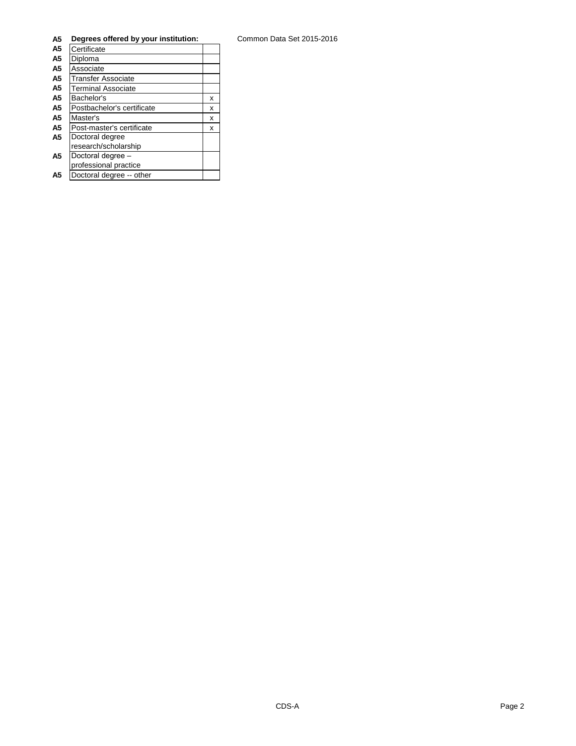Common Data Set 2015-2016

| A5 | Degrees offered by your institution: | |
|---|---|---|
| A5 | Certificate | |
| A5 | Diploma | |
| A5 | Associate | |
| A5 | Transfer Associate | |
| A5 | Terminal Associate | |
| A5 | Bachelor's | x |
| A5 | Postbachelor's certificate | x |
| A5 | Master's | x |
| A5 | Post-master's certificate | x |
| A5 | Doctoral degree research/scholarship | |
| A5 | Doctoral degree – professional practice | |
| A5 | Doctoral degree -- other | |

CDS-A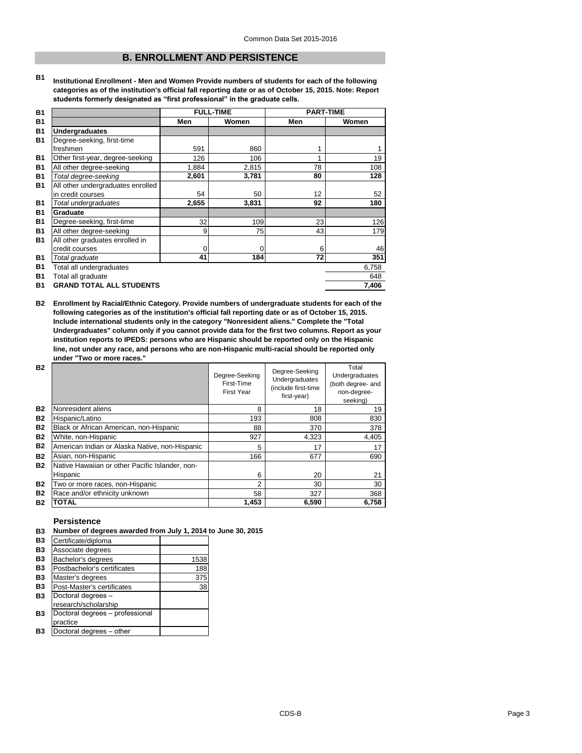## B. ENROLLMENT AND PERSISTENCE

**B1** **Institutional Enrollment - Men and Women Provide numbers of students for each of the following categories as of the institution's official fall reporting date or as of October 15, 2015. Note: Report students formerly designated as "first professional" in the graduate cells.**

| | FULL-TIME | | PART-TIME | |
|---|---|---|---|---|
| | **Men** | **Women** | **Men** | **Women** |
| **Undergraduates** | | | | |
| Degree-seeking, first-time freshmen | 591 | 860 | 1 | 1 |
| Other first-year, degree-seeking | 126 | 106 | 1 | 19 |
| All other degree-seeking | 1,884 | 2,815 | 78 | 108 |
| *Total degree-seeking* | **2,601** | **3,781** | **80** | **128** |
| All other undergraduates enrolled in credit courses | 54 | 50 | 12 | 52 |
| *Total undergraduates* | **2,655** | **3,831** | **92** | **180** |
| **Graduate** | | | | |
| Degree-seeking, first-time | 32 | 109 | 23 | 126 |
| All other degree-seeking | 9 | 75 | 43 | 179 |
| All other graduates enrolled in credit courses | 0 | 0 | 6 | 46 |
| *Total graduate* | **41** | **184** | **72** | **351** |
| Total all undergraduates | | | | 6,758 |
| Total all graduate | | | | 648 |
| **GRAND TOTAL ALL STUDENTS** | | | | **7,406** |

**B2** **Enrollment by Racial/Ethnic Category. Provide numbers of undergraduate students for each of the following categories as of the institution's official fall reporting date or as of October 15, 2015. Include international students only in the category "Nonresident aliens." Complete the "Total Undergraduates" column only if you cannot provide data for the first two columns. Report as your institution reports to IPEDS: persons who are Hispanic should be reported only on the Hispanic line, not under any race, and persons who are non-Hispanic multi-racial should be reported only under "Two or more races."**

| | Degree-Seeking First-Time First Year | Degree-Seeking Undergraduates (include first-time first-year) | Total Undergraduates (both degree- and non-degree-seeking) |
|---|---|---|---|
| Nonresident aliens | 8 | 18 | 19 |
| Hispanic/Latino | 193 | 808 | 830 |
| Black or African American, non-Hispanic | 88 | 370 | 378 |
| White, non-Hispanic | 927 | 4,323 | 4,405 |
| American Indian or Alaska Native, non-Hispanic | 5 | 17 | 17 |
| Asian, non-Hispanic | 166 | 677 | 690 |
| Native Hawaiian or other Pacific Islander, non-Hispanic | 6 | 20 | 21 |
| Two or more races, non-Hispanic | 2 | 30 | 30 |
| Race and/or ethnicity unknown | 58 | 327 | 368 |
| **TOTAL** | **1,453** | **6,590** | **6,758** |

### Persistence

**B3** **Number of degrees awarded from July 1, 2014 to June 30, 2015**

| | |
|---|---|
| Certificate/diploma | |
| Associate degrees | |
| Bachelor's degrees | 1538 |
| Postbachelor's certificates | 188 |
| Master's degrees | 375 |
| Post-Master's certificates | 38 |
| Doctoral degrees – research/scholarship | |
| Doctoral degrees – professional practice | |
| Doctoral degrees – other | |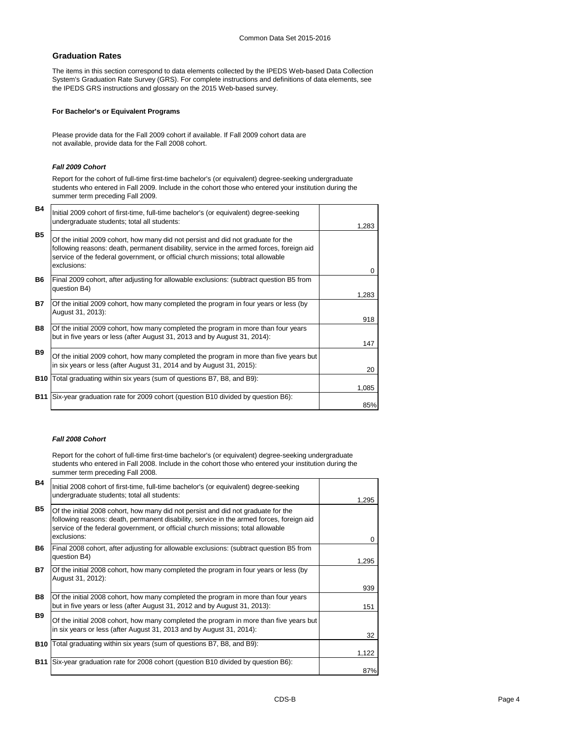## Graduation Rates

The items in this section correspond to data elements collected by the IPEDS Web-based Data Collection System's Graduation Rate Survey (GRS). For complete instructions and definitions of data elements, see the IPEDS GRS instructions and glossary on the 2015 Web-based survey.

#### For Bachelor's or Equivalent Programs

Please provide data for the Fall 2009 cohort if available. If Fall 2009 cohort data are not available, provide data for the Fall 2008 cohort.

#### *Fall 2009 Cohort*

Report for the cohort of full-time first-time bachelor's (or equivalent) degree-seeking undergraduate students who entered in Fall 2009. Include in the cohort those who entered your institution during the summer term preceding Fall 2009.

| | | |
|---|---|---|
| **B4** | Initial 2009 cohort of first-time, full-time bachelor's (or equivalent) degree-seeking undergraduate students; total all students: | 1,283 |
| **B5** | Of the initial 2009 cohort, how many did not persist and did not graduate for the following reasons: death, permanent disability, service in the armed forces, foreign aid service of the federal government, or official church missions; total allowable exclusions: | 0 |
| **B6** | Final 2009 cohort, after adjusting for allowable exclusions: (subtract question B5 from question B4) | 1,283 |
| **B7** | Of the initial 2009 cohort, how many completed the program in four years or less (by August 31, 2013): | 918 |
| **B8** | Of the initial 2009 cohort, how many completed the program in more than four years but in five years or less (after August 31, 2013 and by August 31, 2014): | 147 |
| **B9** | Of the initial 2009 cohort, how many completed the program in more than five years but in six years or less (after August 31, 2014 and by August 31, 2015): | 20 |
| **B10** | Total graduating within six years (sum of questions B7, B8, and B9): | 1,085 |
| **B11** | Six-year graduation rate for 2009 cohort (question B10 divided by question B6): | 85% |

#### *Fall 2008 Cohort*

Report for the cohort of full-time first-time bachelor's (or equivalent) degree-seeking undergraduate students who entered in Fall 2008. Include in the cohort those who entered your institution during the summer term preceding Fall 2008.

| | | |
|---|---|---|
| **B4** | Initial 2008 cohort of first-time, full-time bachelor's (or equivalent) degree-seeking undergraduate students; total all students: | 1,295 |
| **B5** | Of the initial 2008 cohort, how many did not persist and did not graduate for the following reasons: death, permanent disability, service in the armed forces, foreign aid service of the federal government, or official church missions; total allowable exclusions: | 0 |
| **B6** | Final 2008 cohort, after adjusting for allowable exclusions: (subtract question B5 from question B4) | 1,295 |
| **B7** | Of the initial 2008 cohort, how many completed the program in four years or less (by August 31, 2012): | 939 |
| **B8** | Of the initial 2008 cohort, how many completed the program in more than four years but in five years or less (after August 31, 2012 and by August 31, 2013): | 151 |
| **B9** | Of the initial 2008 cohort, how many completed the program in more than five years but in six years or less (after August 31, 2013 and by August 31, 2014): | 32 |
| **B10** | Total graduating within six years (sum of questions B7, B8, and B9): | 1,122 |
| **B11** | Six-year graduation rate for 2008 cohort (question B10 divided by question B6): | 87% |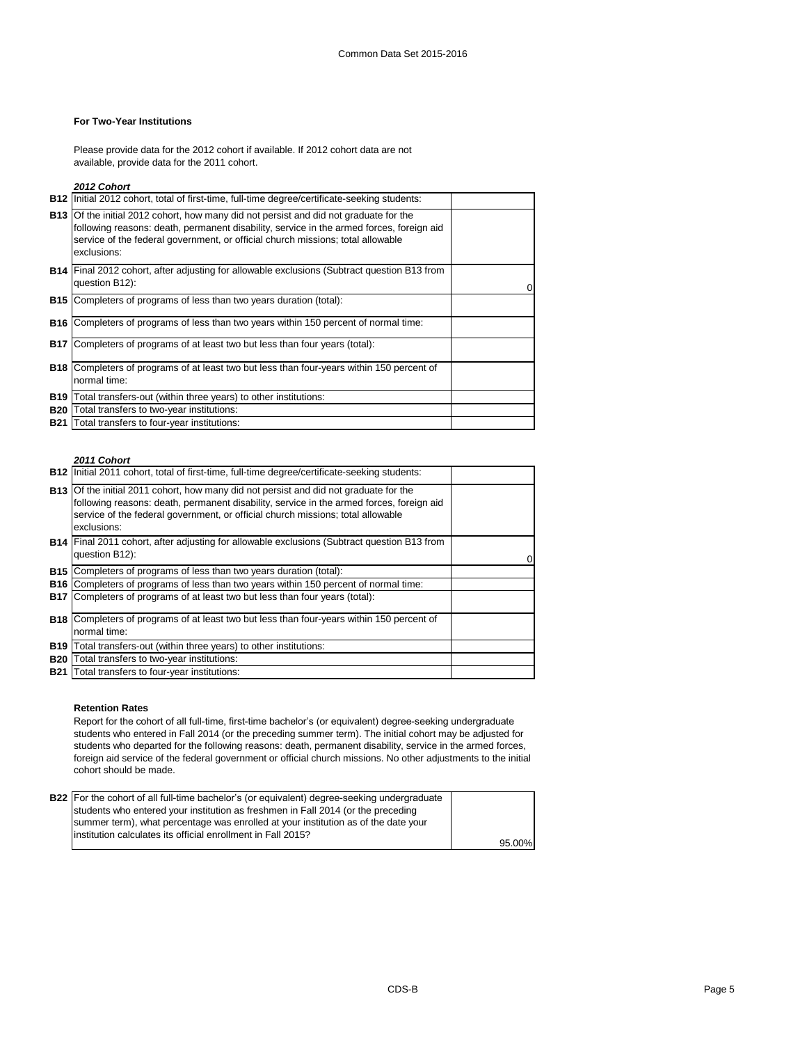### For Two-Year Institutions

Please provide data for the 2012 cohort if available. If 2012 cohort data are not available, provide data for the 2011 cohort.

*2012 Cohort*

| | | |
|---|---|---|
| B12 | Initial 2012 cohort, total of first-time, full-time degree/certificate-seeking students: | |
| B13 | Of the initial 2012 cohort, how many did not persist and did not graduate for the following reasons: death, permanent disability, service in the armed forces, foreign aid service of the federal government, or official church missions; total allowable exclusions: | |
| B14 | Final 2012 cohort, after adjusting for allowable exclusions (Subtract question B13 from question B12): | 0 |
| B15 | Completers of programs of less than two years duration (total): | |
| B16 | Completers of programs of less than two years within 150 percent of normal time: | |
| B17 | Completers of programs of at least two but less than four years (total): | |
| B18 | Completers of programs of at least two but less than four-years within 150 percent of normal time: | |
| B19 | Total transfers-out (within three years) to other institutions: | |
| B20 | Total transfers to two-year institutions: | |
| B21 | Total transfers to four-year institutions: | |

*2011 Cohort*

| | | |
|---|---|---|
| B12 | Initial 2011 cohort, total of first-time, full-time degree/certificate-seeking students: | |
| B13 | Of the initial 2011 cohort, how many did not persist and did not graduate for the following reasons: death, permanent disability, service in the armed forces, foreign aid service of the federal government, or official church missions; total allowable exclusions: | |
| B14 | Final 2011 cohort, after adjusting for allowable exclusions (Subtract question B13 from question B12): | 0 |
| B15 | Completers of programs of less than two years duration (total): | |
| B16 | Completers of programs of less than two years within 150 percent of normal time: | |
| B17 | Completers of programs of at least two but less than four years (total): | |
| B18 | Completers of programs of at least two but less than four-years within 150 percent of normal time: | |
| B19 | Total transfers-out (within three years) to other institutions: | |
| B20 | Total transfers to two-year institutions: | |
| B21 | Total transfers to four-year institutions: | |

### Retention Rates

Report for the cohort of all full-time, first-time bachelor's (or equivalent) degree-seeking undergraduate students who entered in Fall 2014 (or the preceding summer term). The initial cohort may be adjusted for students who departed for the following reasons: death, permanent disability, service in the armed forces, foreign aid service of the federal government or official church missions. No other adjustments to the initial cohort should be made.

| | | |
|---|---|---|
| B22 | For the cohort of all full-time bachelor's (or equivalent) degree-seeking undergraduate students who entered your institution as freshmen in Fall 2014 (or the preceding summer term), what percentage was enrolled at your institution as of the date your institution calculates its official enrollment in Fall 2015? | 95.00% |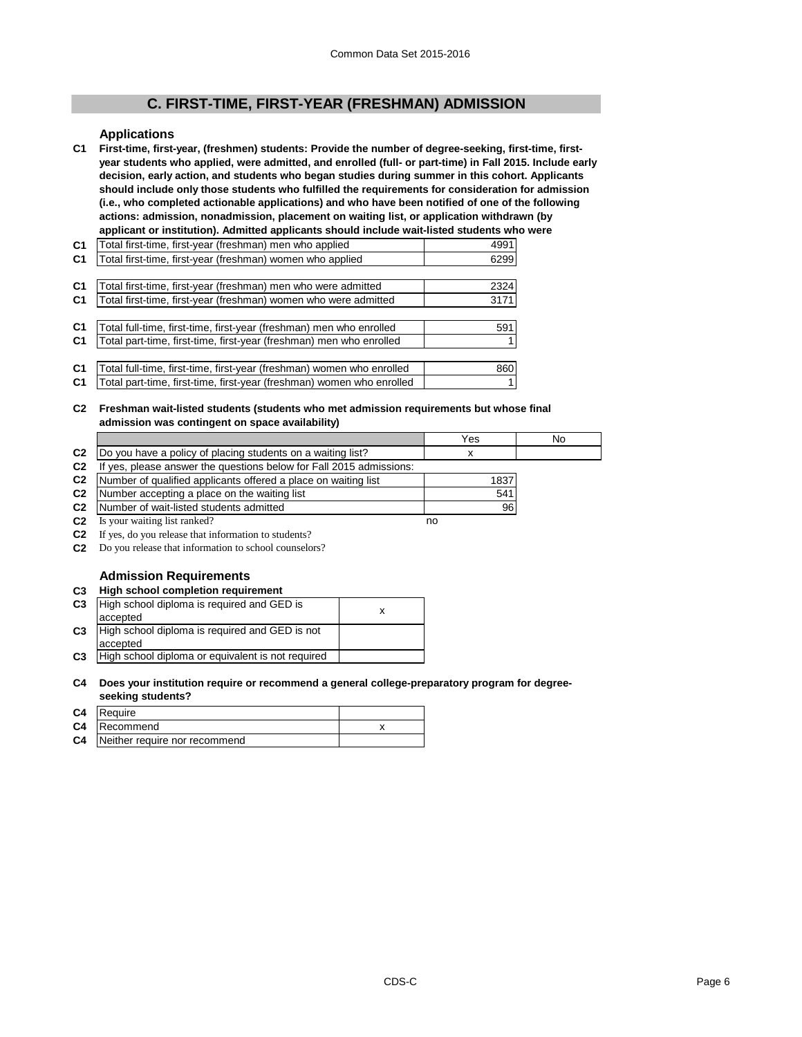## C. FIRST-TIME, FIRST-YEAR (FRESHMAN) ADMISSION

### Applications

**C1 First-time, first-year, (freshmen) students: Provide the number of degree-seeking, first-time, first-year students who applied, were admitted, and enrolled (full- or part-time) in Fall 2015. Include early decision, early action, and students who began studies during summer in this cohort. Applicants should include only those students who fulfilled the requirements for consideration for admission (i.e., who completed actionable applications) and who have been notified of one of the following actions: admission, nonadmission, placement on waiting list, or application withdrawn (by applicant or institution). Admitted applicants should include wait-listed students who were**

| | | |
|---|---|---|
| C1 | Total first-time, first-year (freshman) men who applied | 4991 |
| C1 | Total first-time, first-year (freshman) women who applied | 6299 |
| C1 | Total first-time, first-year (freshman) men who were admitted | 2324 |
| C1 | Total first-time, first-year (freshman) women who were admitted | 3171 |
| C1 | Total full-time, first-time, first-year (freshman) men who enrolled | 591 |
| C1 | Total part-time, first-time, first-year (freshman) men who enrolled | 1 |
| C1 | Total full-time, first-time, first-year (freshman) women who enrolled | 860 |
| C1 | Total part-time, first-time, first-year (freshman) women who enrolled | 1 |

**C2 Freshman wait-listed students (students who met admission requirements but whose final admission was contingent on space availability)**

| | | Yes | No |
|---|---|---|---|
| C2 | Do you have a policy of placing students on a waiting list? | x | |
| C2 | If yes, please answer the questions below for Fall 2015 admissions: | | |
| C2 | Number of qualified applicants offered a place on waiting list | 1837 | |
| C2 | Number accepting a place on the waiting list | 541 | |
| C2 | Number of wait-listed students admitted | 96 | |
| C2 | Is your waiting list ranked? | no | |
| C2 | If yes, do you release that information to students? | | |
| C2 | Do you release that information to school counselors? | | |

### Admission Requirements

**C3 High school completion requirement**

| | | |
|---|---|---|
| C3 | High school diploma is required and GED is accepted | x |
| C3 | High school diploma is required and GED is not accepted | |
| C3 | High school diploma or equivalent is not required | |

**C4 Does your institution require or recommend a general college-preparatory program for degree-seeking students?**

| | | |
|---|---|---|
| C4 | Require | |
| C4 | Recommend | x |
| C4 | Neither require nor recommend | |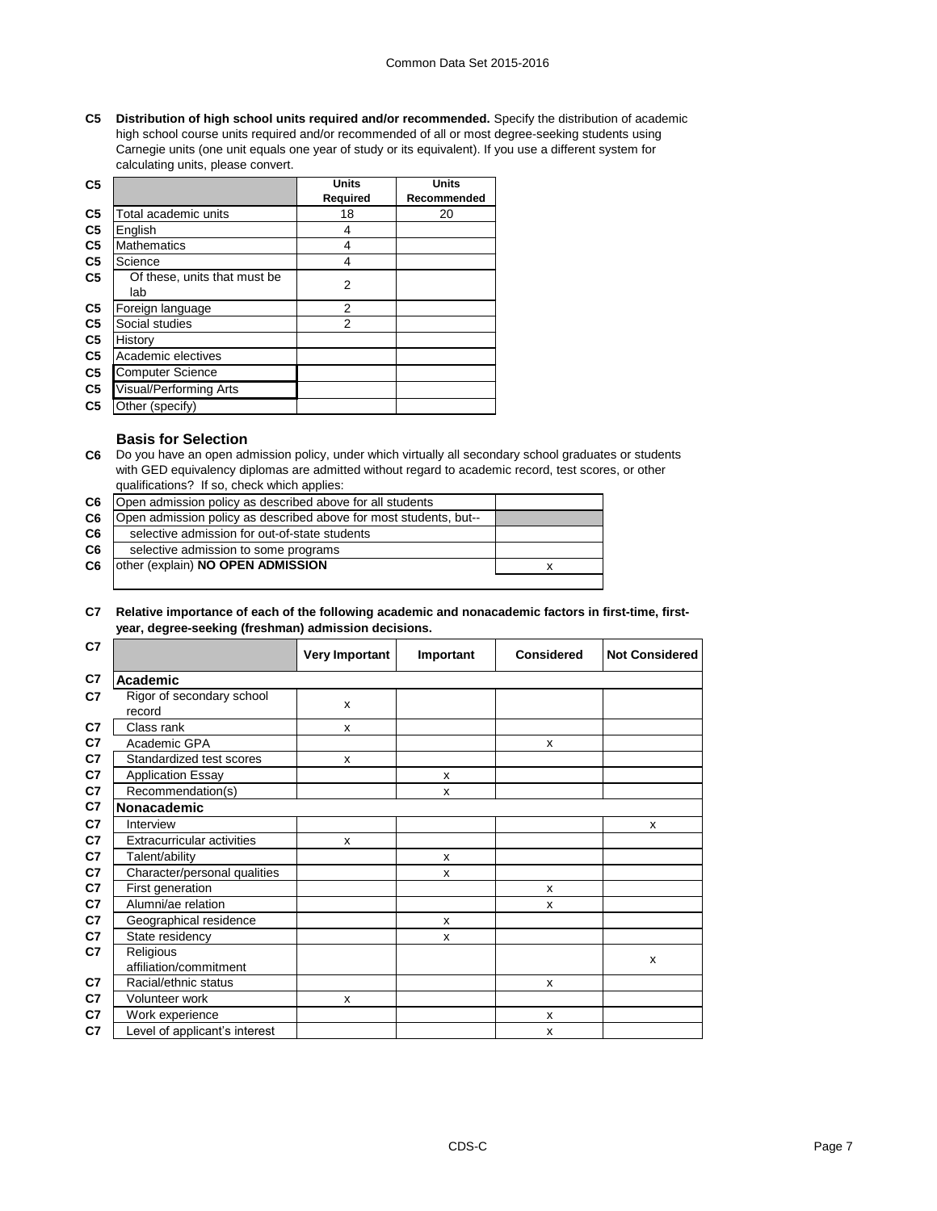**C5 Distribution of high school units required and/or recommended.** Specify the distribution of academic high school course units required and/or recommended of all or most degree-seeking students using Carnegie units (one unit equals one year of study or its equivalent). If you use a different system for calculating units, please convert.

| | Units Required | Units Recommended |
|---|---|---|
| Total academic units | 18 | 20 |
| English | 4 | |
| Mathematics | 4 | |
| Science | 4 | |
| Of these, units that must be lab | 2 | |
| Foreign language | 2 | |
| Social studies | 2 | |
| History | | |
| Academic electives | | |
| Computer Science | | |
| Visual/Performing Arts | | |
| Other (specify) | | |

### Basis for Selection

**C6** Do you have an open admission policy, under which virtually all secondary school graduates or students with GED equivalency diplomas are admitted without regard to academic record, test scores, or other qualifications? If so, check which applies:

| | |
|---|---|
| Open admission policy as described above for all students | |
| Open admission policy as described above for most students, but-- | |
| selective admission for out-of-state students | |
| selective admission to some programs | |
| other (explain) **NO OPEN ADMISSION** | x |

**C7 Relative importance of each of the following academic and nonacademic factors in first-time, first-year, degree-seeking (freshman) admission decisions.**

| | Very Important | Important | Considered | Not Considered |
|---|---|---|---|---|
| **Academic** | | | | |
| Rigor of secondary school record | x | | | |
| Class rank | x | | | |
| Academic GPA | | | x | |
| Standardized test scores | x | | | |
| Application Essay | | x | | |
| Recommendation(s) | | x | | |
| **Nonacademic** | | | | |
| Interview | | | | x |
| Extracurricular activities | x | | | |
| Talent/ability | | x | | |
| Character/personal qualities | | x | | |
| First generation | | | x | |
| Alumni/ae relation | | | x | |
| Geographical residence | | x | | |
| State residency | | x | | |
| Religious affiliation/commitment | | | | x |
| Racial/ethnic status | | | x | |
| Volunteer work | x | | | |
| Work experience | | | x | |
| Level of applicant's interest | | | x | |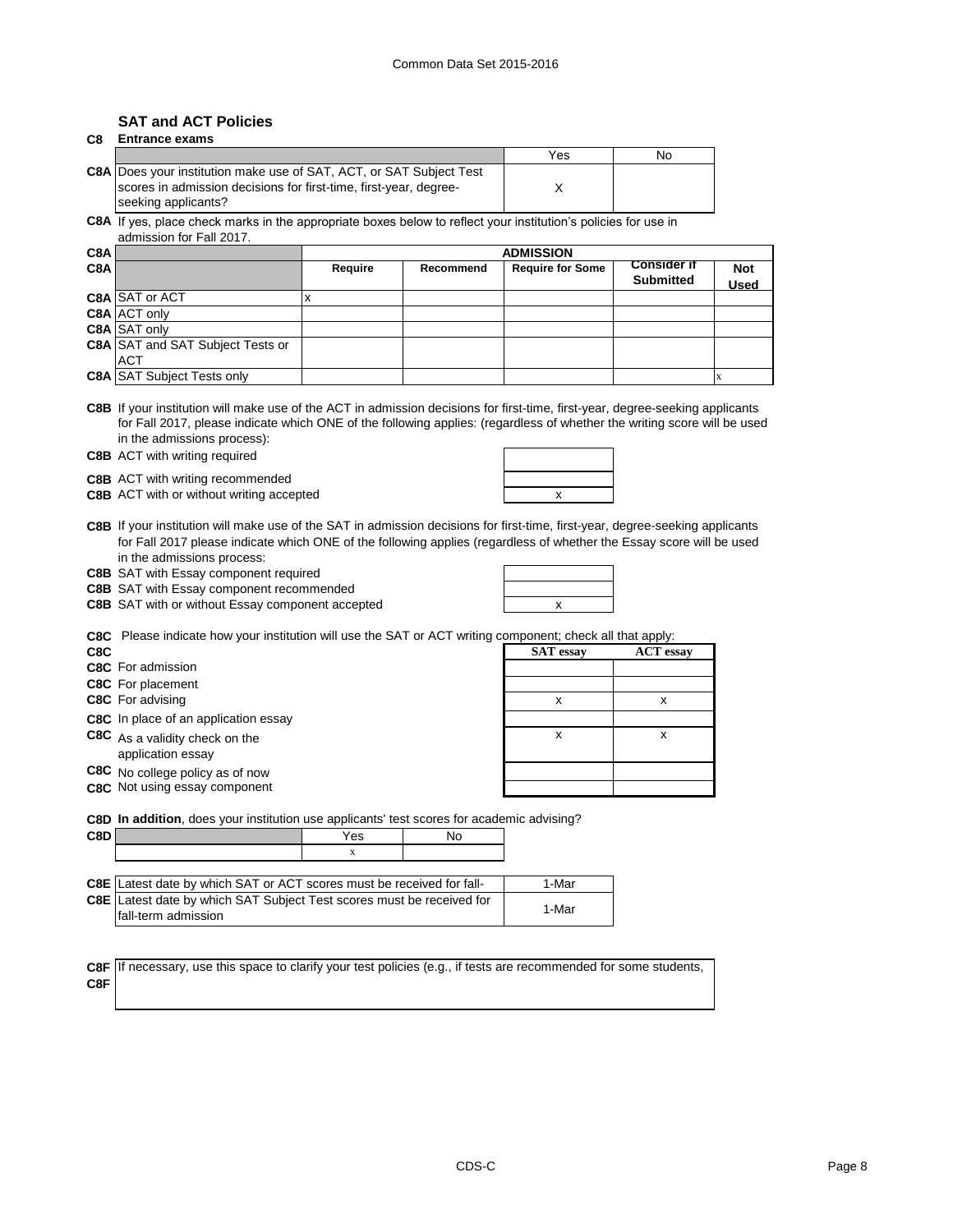## SAT and ACT Policies

**C8 Entrance exams**

| | | Yes | No |
|---|---|---|---|
| C8A | Does your institution make use of SAT, ACT, or SAT Subject Test scores in admission decisions for first-time, first-year, degree-seeking applicants? | X | |

C8A If yes, place check marks in the appropriate boxes below to reflect your institution's policies for use in admission for Fall 2017.

| C8A | | ADMISSION | | | | |
|---|---|---|---|---|---|---|
| C8A | | Require | Recommend | Require for Some | Consider if Submitted | Not Used |
| C8A | SAT or ACT | x | | | | |
| C8A | ACT only | | | | | |
| C8A | SAT only | | | | | |
| C8A | SAT and SAT Subject Tests or ACT | | | | | |
| C8A | SAT Subject Tests only | | | | | x |

C8B If your institution will make use of the ACT in admission decisions for first-time, first-year, degree-seeking applicants for Fall 2017, please indicate which ONE of the following applies: (regardless of whether the writing score will be used in the admissions process):

| | | |
|---|---|---|
| C8B | ACT with writing required | |
| C8B | ACT with writing recommended | |
| C8B | ACT with or without writing accepted | x |

C8B If your institution will make use of the SAT in admission decisions for first-time, first-year, degree-seeking applicants for Fall 2017 please indicate which ONE of the following applies (regardless of whether the Essay score will be used in the admissions process:

| | | |
|---|---|---|
| C8B | SAT with Essay component required | |
| C8B | SAT with Essay component recommended | |
| C8B | SAT with or without Essay component accepted | x |

C8C Please indicate how your institution will use the SAT or ACT writing component; check all that apply:

| C8C | | SAT essay | ACT essay |
|---|---|---|---|
| C8C | For admission | | |
| C8C | For placement | | |
| C8C | For advising | x | x |
| C8C | In place of an application essay | | |
| C8C | As a validity check on the application essay | x | x |
| C8C | No college policy as of now | | |
| C8C | Not using essay component | | |

C8D **In addition**, does your institution use applicants' test scores for academic advising?

| C8D | | Yes | No |
|---|---|---|---|
| | | x | |

| | | |
|---|---|---|
| C8E | Latest date by which SAT or ACT scores must be received for fall- | 1-Mar |
| C8E | Latest date by which SAT Subject Test scores must be received for fall-term admission | 1-Mar |

| | |
|---|---|
| C8F | If necessary, use this space to clarify your test policies (e.g., if tests are recommended for some students, |
| C8F | |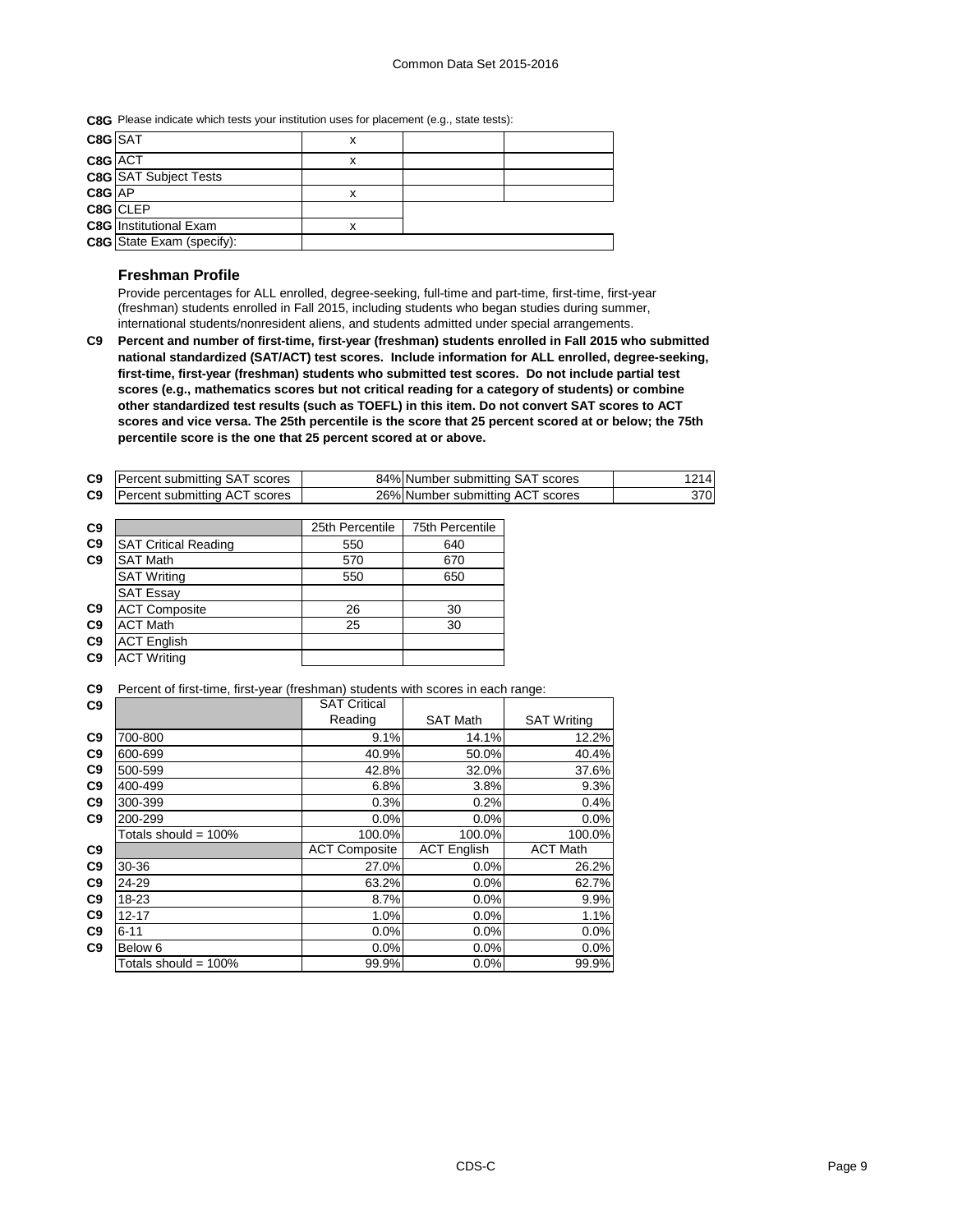**C8G** Please indicate which tests your institution uses for placement (e.g., state tests):

| | | | | |
|---|---|---|---|---|
| C8G | SAT | x | | |
| C8G | ACT | x | | |
| C8G | SAT Subject Tests | | | |
| C8G | AP | x | | |
| C8G | CLEP | | | |
| C8G | Institutional Exam | x | | |
| C8G | State Exam (specify): | | | |

### Freshman Profile

Provide percentages for ALL enrolled, degree-seeking, full-time and part-time, first-time, first-year (freshman) students enrolled in Fall 2015, including students who began studies during summer, international students/nonresident aliens, and students admitted under special arrangements.

**C9 Percent and number of first-time, first-year (freshman) students enrolled in Fall 2015 who submitted national standardized (SAT/ACT) test scores. Include information for ALL enrolled, degree-seeking, first-time, first-year (freshman) students who submitted test scores. Do not include partial test scores (e.g., mathematics scores but not critical reading for a category of students) or combine other standardized test results (such as TOEFL) in this item. Do not convert SAT scores to ACT scores and vice versa. The 25th percentile is the score that 25 percent scored at or below; the 75th percentile score is the one that 25 percent scored at or above.**

| | | | | |
|---|---|---|---|---|
| C9 | Percent submitting SAT scores | 84% | Number submitting SAT scores | 1214 |
| C9 | Percent submitting ACT scores | 26% | Number submitting ACT scores | 370 |

| | | 25th Percentile | 75th Percentile |
|---|---|---|---|
| C9 | SAT Critical Reading | 550 | 640 |
| C9 | SAT Math | 570 | 670 |
| | SAT Writing | 550 | 650 |
| | SAT Essay | | |
| C9 | ACT Composite | 26 | 30 |
| C9 | ACT Math | 25 | 30 |
| C9 | ACT English | | |
| C9 | ACT Writing | | |

**C9** Percent of first-time, first-year (freshman) students with scores in each range:

| | | SAT Critical Reading | SAT Math | SAT Writing |
|---|---|---|---|---|
| C9 | 700-800 | 9.1% | 14.1% | 12.2% |
| C9 | 600-699 | 40.9% | 50.0% | 40.4% |
| C9 | 500-599 | 42.8% | 32.0% | 37.6% |
| C9 | 400-499 | 6.8% | 3.8% | 9.3% |
| C9 | 300-399 | 0.3% | 0.2% | 0.4% |
| C9 | 200-299 | 0.0% | 0.0% | 0.0% |
| | Totals should = 100% | 100.0% | 100.0% | 100.0% |
| C9 | | ACT Composite | ACT English | ACT Math |
| C9 | 30-36 | 27.0% | 0.0% | 26.2% |
| C9 | 24-29 | 63.2% | 0.0% | 62.7% |
| C9 | 18-23 | 8.7% | 0.0% | 9.9% |
| C9 | 12-17 | 1.0% | 0.0% | 1.1% |
| C9 | 6-11 | 0.0% | 0.0% | 0.0% |
| C9 | Below 6 | 0.0% | 0.0% | 0.0% |
| | Totals should = 100% | 99.9% | 0.0% | 99.9% |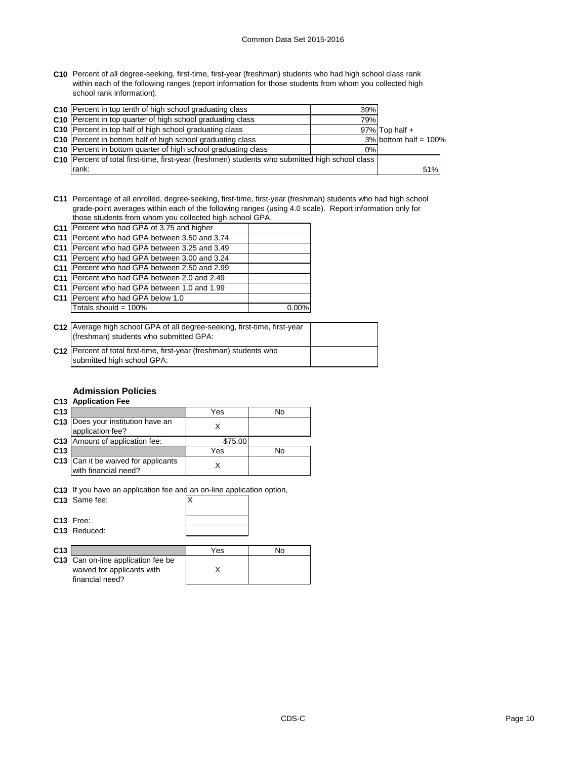**C10** Percent of all degree-seeking, first-time, first-year (freshman) students who had high school class rank within each of the following ranges (report information for those students from whom you collected high school rank information).

| | | | |
|---|---|---|---|
| C10 | Percent in top tenth of high school graduating class | 39% | |
| C10 | Percent in top quarter of high school graduating class | 79% | |
| C10 | Percent in top half of high school graduating class | 97% | Top half + |
| C10 | Percent in bottom half of high school graduating class | 3% | bottom half = 100% |
| C10 | Percent in bottom quarter of high school graduating class | 0% | |
| C10 | Percent of total first-time, first-year (freshmen) students who submitted high school class rank: | | 51% |

**C11** Percentage of all enrolled, degree-seeking, first-time, first-year (freshman) students who had high school grade-point averages within each of the following ranges (using 4.0 scale). Report information only for those students from whom you collected high school GPA.

| | | |
|---|---|---|
| C11 | Percent who had GPA of 3.75 and higher | |
| C11 | Percent who had GPA between 3.50 and 3.74 | |
| C11 | Percent who had GPA between 3.25 and 3.49 | |
| C11 | Percent who had GPA between 3.00 and 3.24 | |
| C11 | Percent who had GPA between 2.50 and 2.99 | |
| C11 | Percent who had GPA between 2.0 and 2.49 | |
| C11 | Percent who had GPA between 1.0 and 1.99 | |
| C11 | Percent who had GPA below 1.0 | |
| | Totals should = 100% | 0.00% |

| | | |
|---|---|---|
| C12 | Average high school GPA of all degree-seeking, first-time, first-year (freshman) students who submitted GPA: | |
| C12 | Percent of total first-time, first-year (freshman) students who submitted high school GPA: | |

### Admission Policies

**C13 Application Fee**

| | | Yes | No |
|---|---|---|---|
| C13 | Does your institution have an application fee? | X | |
| C13 | Amount of application fee: | $75.00 | |
| C13 | | Yes | No |
| C13 | Can it be waived for applicants with financial need? | X | |

**C13** If you have an application fee and an on-line application option,

| | | |
|---|---|---|
| C13 | Same fee: | X |
| C13 | Free: | |
| C13 | Reduced: | |

| | | Yes | No |
|---|---|---|---|
| C13 | Can on-line application fee be waived for applicants with financial need? | X | |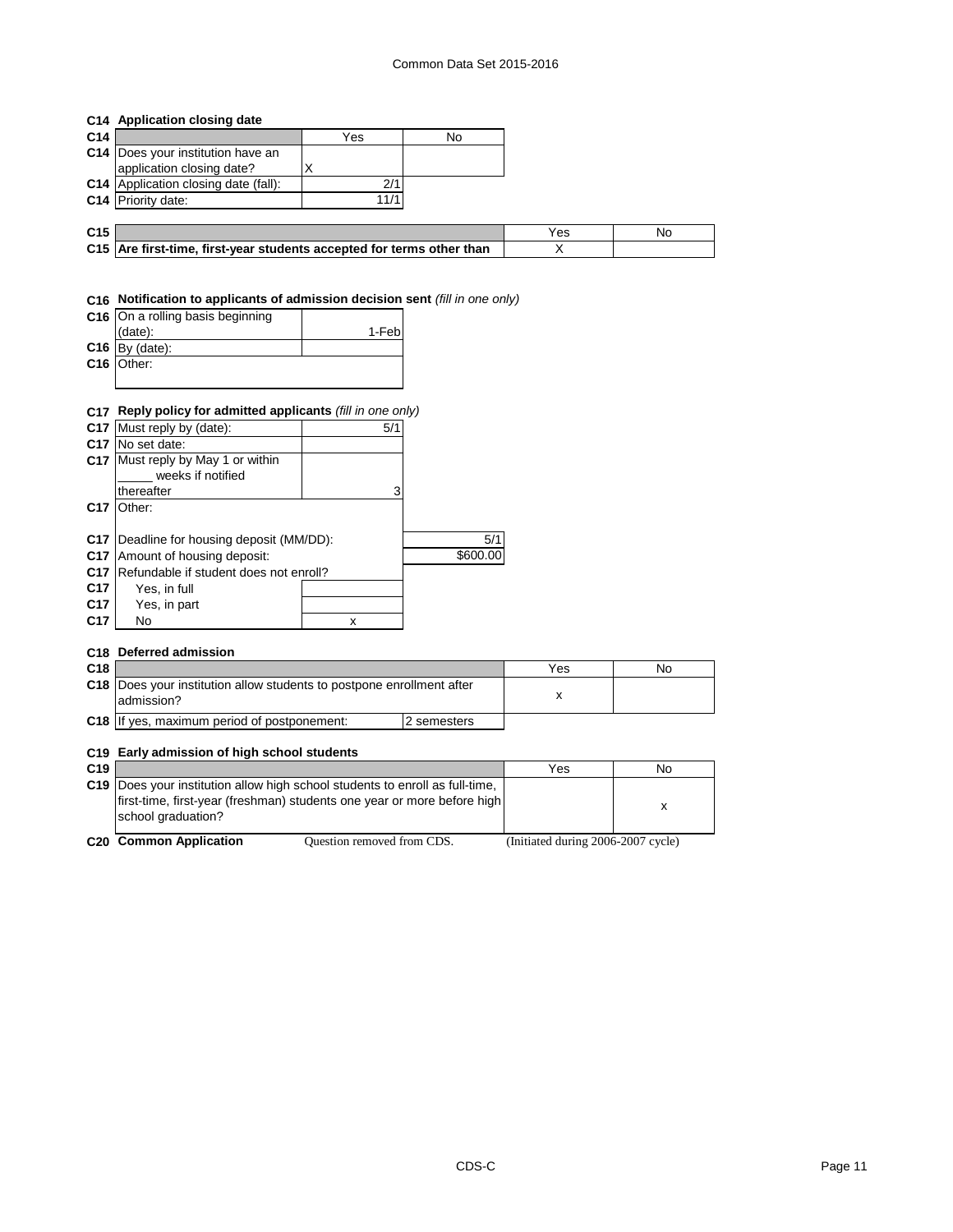## C14 Application closing date

| C14 | | Yes | No |
|---|---|---|---|
| C14 | Does your institution have an application closing date? | X | |
| C14 | Application closing date (fall): | 2/1 | |
| C14 | Priority date: | 11/1 | |

| C15 | | Yes | No |
|---|---|---|---|
| C15 | **Are first-time, first-year students accepted for terms other than** | X | |

## C16 Notification to applicants of admission decision sent *(fill in one only)*

| C16 | | |
|---|---|---|
| C16 | On a rolling basis beginning (date): | 1-Feb |
| C16 | By (date): | |
| C16 | Other: | |

## C17 Reply policy for admitted applicants *(fill in one only)*

| C17 | | | |
|---|---|---|---|
| C17 | Must reply by (date): | 5/1 | |
| C17 | No set date: | | |
| C17 | Must reply by May 1 or within _____ weeks if notified thereafter | 3 | |
| C17 | Other: | | |
| C17 | Deadline for housing deposit (MM/DD): | | 5/1 |
| C17 | Amount of housing deposit: | | $600.00 |
| C17 | Refundable if student does not enroll? | | |
| C17 | Yes, in full | | |
| C17 | Yes, in part | | |
| C17 | No | x | |

## C18 Deferred admission

| C18 | | | Yes | No |
|---|---|---|---|---|
| C18 | Does your institution allow students to postpone enrollment after admission? | | x | |
| C18 | If yes, maximum period of postponement: | 2 semesters | | |

## C19 Early admission of high school students

| C19 | | Yes | No |
|---|---|---|---|
| C19 | Does your institution allow high school students to enroll as full-time, first-time, first-year (freshman) students one year or more before high school graduation? | | x |

**C20 Common Application** Question removed from CDS. (Initiated during 2006-2007 cycle)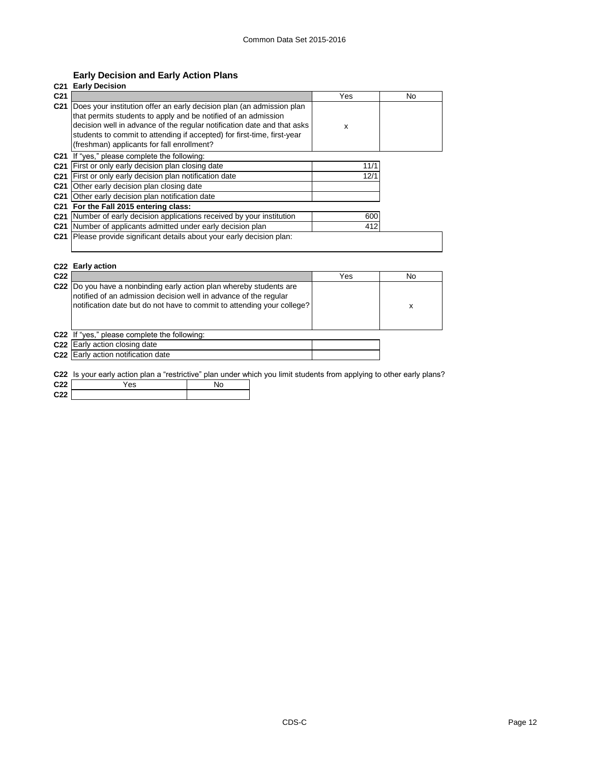## Early Decision and Early Action Plans

**C21 Early Decision**

| C21 | | Yes | No |
|---|---|---|---|
| C21 | Does your institution offer an early decision plan (an admission plan that permits students to apply and be notified of an admission decision well in advance of the regular notification date and that asks students to commit to attending if accepted) for first-time, first-year (freshman) applicants for fall enrollment? | x | |

C21 If "yes," please complete the following:

| | | |
|---|---|---|
| C21 | First or only early decision plan closing date | 11/1 |
| C21 | First or only early decision plan notification date | 12/1 |
| C21 | Other early decision plan closing date | |
| C21 | Other early decision plan notification date | |
| C21 | **For the Fall 2015 entering class:** | |
| C21 | Number of early decision applications received by your institution | 600 |
| C21 | Number of applicants admitted under early decision plan | 412 |
| C21 | Please provide significant details about your early decision plan: | |

**C22 Early action**

| C22 | | Yes | No |
|---|---|---|---|
| C22 | Do you have a nonbinding early action plan whereby students are notified of an admission decision well in advance of the regular notification date but do not have to commit to attending your college? | | x |

C22 If "yes," please complete the following:

| | | |
|---|---|---|
| C22 | Early action closing date | |
| C22 | Early action notification date | |

C22 Is your early action plan a "restrictive" plan under which you limit students from applying to other early plans?

| C22 | Yes | No |
|---|---|---|
| C22 | | |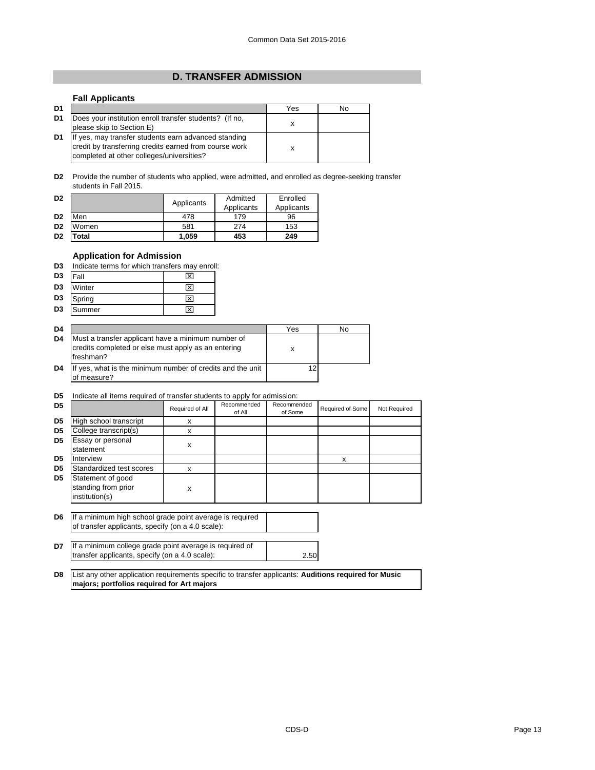## D. TRANSFER ADMISSION

### Fall Applicants

| | | Yes | No |
|---|---|---|---|
| D1 | Does your institution enroll transfer students? (If no, please skip to Section E) | x | |
| D1 | If yes, may transfer students earn advanced standing credit by transferring credits earned from course work completed at other colleges/universities? | x | |

**D2** Provide the number of students who applied, were admitted, and enrolled as degree-seeking transfer students in Fall 2015.

| | | Applicants | Admitted Applicants | Enrolled Applicants |
|---|---|---|---|---|
| D2 | Men | 478 | 179 | 96 |
| D2 | Women | 581 | 274 | 153 |
| D2 | **Total** | **1,059** | **453** | **249** |

### Application for Admission

**D3** Indicate terms for which transfers may enroll:

| | | |
|---|---|---|
| D3 | Fall | ☒ |
| D3 | Winter | ☒ |
| D3 | Spring | ☒ |
| D3 | Summer | ☒ |

| | | Yes | No |
|---|---|---|---|
| D4 | Must a transfer applicant have a minimum number of credits completed or else must apply as an entering freshman? | x | |
| D4 | If yes, what is the minimum number of credits and the unit of measure? | 12 | |

**D5** Indicate all items required of transfer students to apply for admission:

| | | Required of All | Recommended of All | Recommended of Some | Required of Some | Not Required |
|---|---|---|---|---|---|---|
| D5 | High school transcript | x | | | | |
| D5 | College transcript(s) | x | | | | |
| D5 | Essay or personal statement | x | | | | |
| D5 | Interview | | | | x | |
| D5 | Standardized test scores | x | | | | |
| D5 | Statement of good standing from prior institution(s) | x | | | | |

| | | |
|---|---|---|
| D6 | If a minimum high school grade point average is required of transfer applicants, specify (on a 4.0 scale): | |
| D7 | If a minimum college grade point average is required of transfer applicants, specify (on a 4.0 scale): | 2.50 |

**D8** List any other application requirements specific to transfer applicants: **Auditions required for Music majors; portfolios required for Art majors**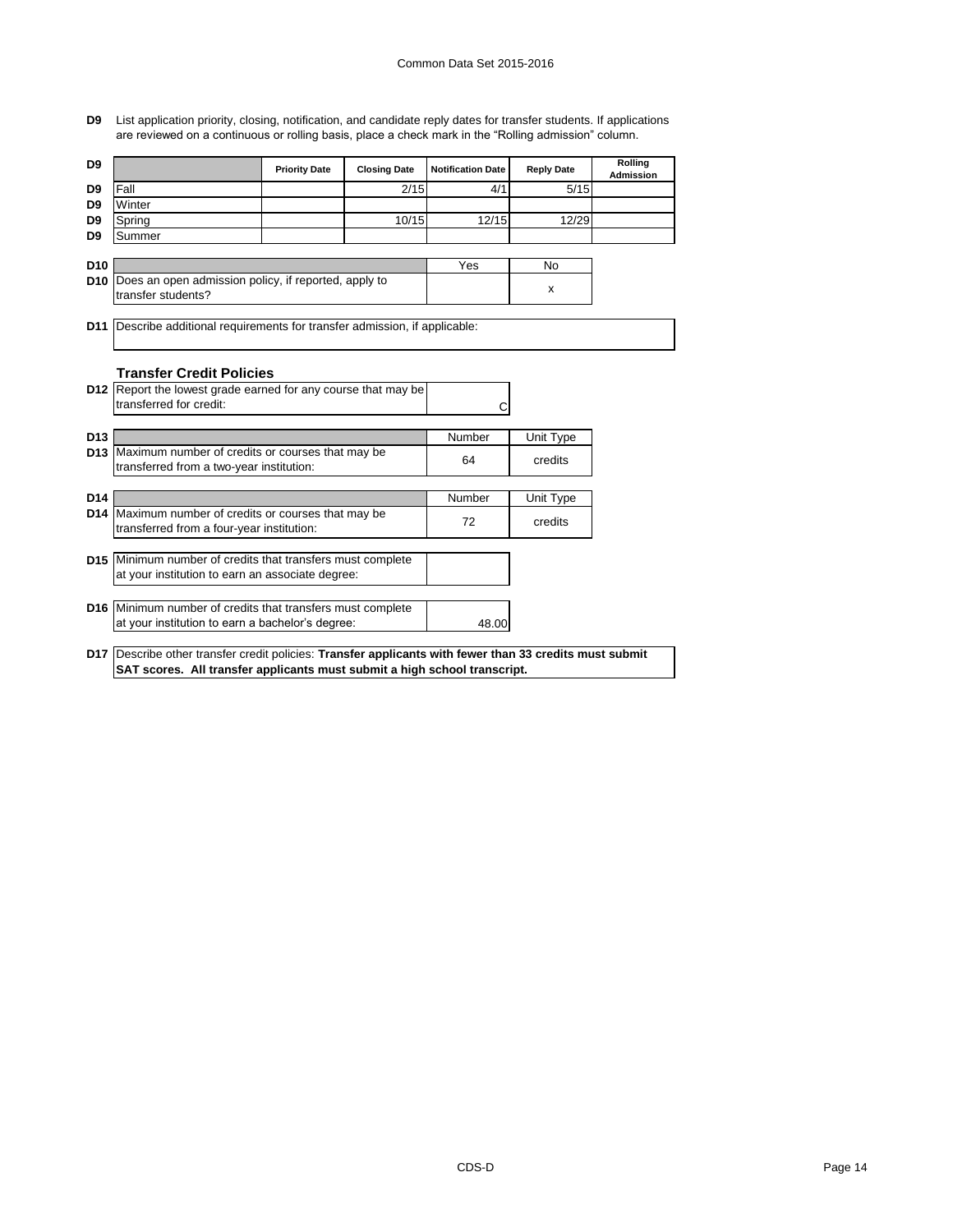**D9** List application priority, closing, notification, and candidate reply dates for transfer students. If applications are reviewed on a continuous or rolling basis, place a check mark in the "Rolling admission" column.

| D9 | | Priority Date | Closing Date | Notification Date | Reply Date | Rolling Admission |
|---|---|---|---|---|---|---|
| D9 | Fall | | 2/15 | 4/1 | 5/15 | |
| D9 | Winter | | | | | |
| D9 | Spring | | 10/15 | 12/15 | 12/29 | |
| D9 | Summer | | | | | |

| D10 | | Yes | No |
|---|---|---|---|
| D10 | Does an open admission policy, if reported, apply to transfer students? | | x |

**D11** Describe additional requirements for transfer admission, if applicable:

### Transfer Credit Policies

| | | |
|---|---|---|
| D12 | Report the lowest grade earned for any course that may be transferred for credit: | C |

| D13 | | Number | Unit Type |
|---|---|---|---|
| D13 | Maximum number of credits or courses that may be transferred from a two-year institution: | 64 | credits |

| D14 | | Number | Unit Type |
|---|---|---|---|
| D14 | Maximum number of credits or courses that may be transferred from a four-year institution: | 72 | credits |

| | | |
|---|---|---|
| D15 | Minimum number of credits that transfers must complete at your institution to earn an associate degree: | |
| D16 | Minimum number of credits that transfers must complete at your institution to earn a bachelor's degree: | 48.00 |

**D17** Describe other transfer credit policies: **Transfer applicants with fewer than 33 credits must submit SAT scores. All transfer applicants must submit a high school transcript.**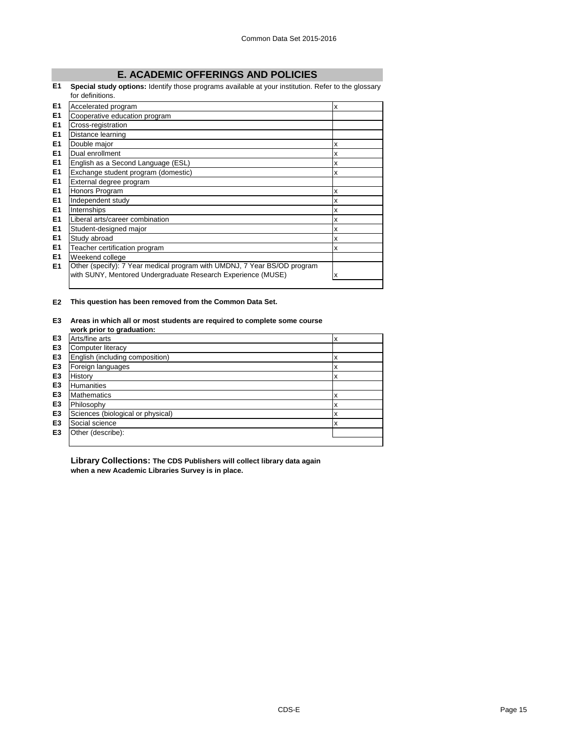## E. ACADEMIC OFFERINGS AND POLICIES

**E1** **Special study options:** Identify those programs available at your institution. Refer to the glossary for definitions.

| | | |
|---|---|---|
| E1 | Accelerated program | x |
| E1 | Cooperative education program | |
| E1 | Cross-registration | |
| E1 | Distance learning | |
| E1 | Double major | x |
| E1 | Dual enrollment | x |
| E1 | English as a Second Language (ESL) | x |
| E1 | Exchange student program (domestic) | x |
| E1 | External degree program | |
| E1 | Honors Program | x |
| E1 | Independent study | x |
| E1 | Internships | x |
| E1 | Liberal arts/career combination | x |
| E1 | Student-designed major | x |
| E1 | Study abroad | x |
| E1 | Teacher certification program | x |
| E1 | Weekend college | |
| E1 | Other (specify): 7 Year medical program with UMDNJ, 7 Year BS/OD program with SUNY, Mentored Undergraduate Research Experience (MUSE) | x |

**E2** **This question has been removed from the Common Data Set.**

**E3** **Areas in which all or most students are required to complete some course work prior to graduation:**

| | | |
|---|---|---|
| E3 | Arts/fine arts | x |
| E3 | Computer literacy | |
| E3 | English (including composition) | x |
| E3 | Foreign languages | x |
| E3 | History | x |
| E3 | Humanities | |
| E3 | Mathematics | x |
| E3 | Philosophy | x |
| E3 | Sciences (biological or physical) | x |
| E3 | Social science | x |
| E3 | Other (describe): | |

**Library Collections: The CDS Publishers will collect library data again when a new Academic Libraries Survey is in place.**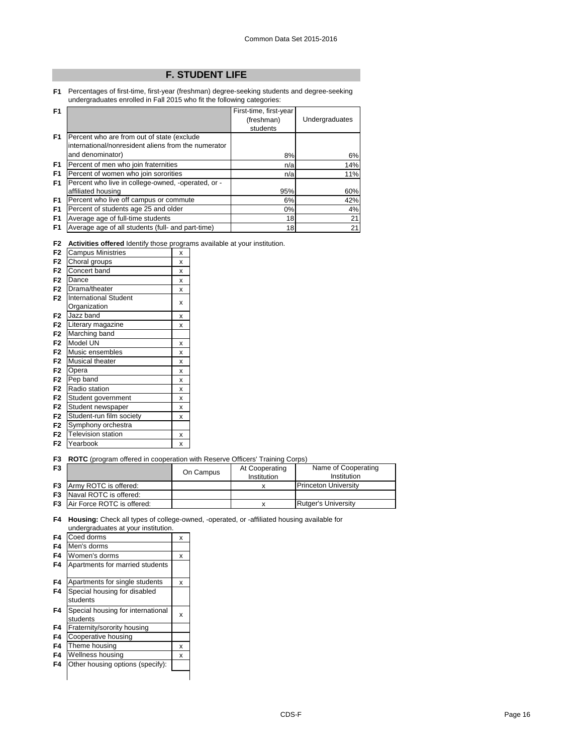# F. STUDENT LIFE

**F1** Percentages of first-time, first-year (freshman) degree-seeking students and degree-seeking undergraduates enrolled in Fall 2015 who fit the following categories:

| | | First-time, first-year (freshman) students | Undergraduates |
|---|---|---|---|
| F1 | Percent who are from out of state (exclude international/nonresident aliens from the numerator and denominator) | 8% | 6% |
| F1 | Percent of men who join fraternities | n/a | 14% |
| F1 | Percent of women who join sororities | n/a | 11% |
| F1 | Percent who live in college-owned, -operated, or -affiliated housing | 95% | 60% |
| F1 | Percent who live off campus or commute | 6% | 42% |
| F1 | Percent of students age 25 and older | 0% | 4% |
| F1 | Average age of full-time students | 18 | 21 |
| F1 | Average age of all students (full- and part-time) | 18 | 21 |

**F2 Activities offered** Identify those programs available at your institution.

| | | |
|---|---|---|
| F2 | Campus Ministries | x |
| F2 | Choral groups | x |
| F2 | Concert band | x |
| F2 | Dance | x |
| F2 | Drama/theater | x |
| F2 | International Student Organization | x |
| F2 | Jazz band | x |
| F2 | Literary magazine | x |
| F2 | Marching band | |
| F2 | Model UN | x |
| F2 | Music ensembles | x |
| F2 | Musical theater | x |
| F2 | Opera | x |
| F2 | Pep band | x |
| F2 | Radio station | x |
| F2 | Student government | x |
| F2 | Student newspaper | x |
| F2 | Student-run film society | x |
| F2 | Symphony orchestra | |
| F2 | Television station | x |
| F2 | Yearbook | x |

**F3 ROTC** (program offered in cooperation with Reserve Officers' Training Corps)

| | | On Campus | At Cooperating Institution | Name of Cooperating Institution |
|---|---|---|---|---|
| F3 | Army ROTC is offered: | | x | Princeton University |
| F3 | Naval ROTC is offered: | | | |
| F3 | Air Force ROTC is offered: | | x | Rutger's University |

**F4 Housing:** Check all types of college-owned, -operated, or -affiliated housing available for undergraduates at your institution.

| | | |
|---|---|---|
| F4 | Coed dorms | x |
| F4 | Men's dorms | |
| F4 | Women's dorms | x |
| F4 | Apartments for married students | |
| F4 | Apartments for single students | x |
| F4 | Special housing for disabled students | |
| F4 | Special housing for international students | x |
| F4 | Fraternity/sorority housing | |
| F4 | Cooperative housing | |
| F4 | Theme housing | x |
| F4 | Wellness housing | x |
| F4 | Other housing options (specify): | |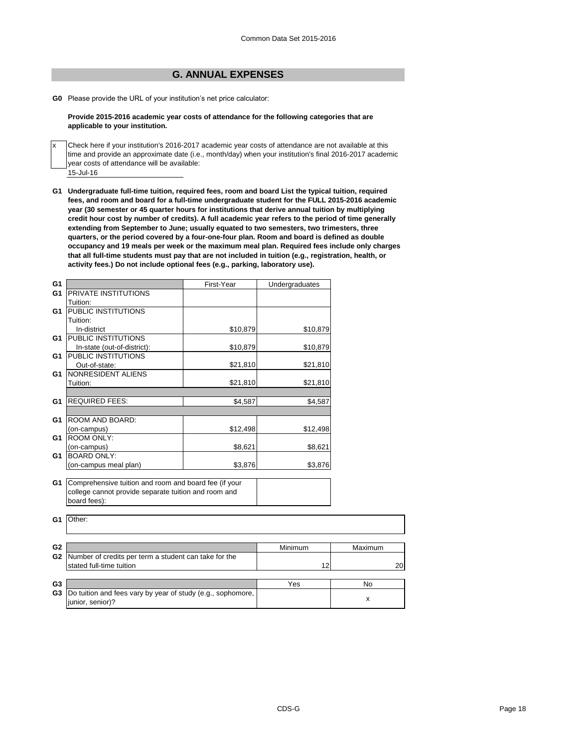## G. ANNUAL EXPENSES

**G0** Please provide the URL of your institution's net price calculator:

**Provide 2015-2016 academic year costs of attendance for the following categories that are applicable to your institution.**

x Check here if your institution's 2016-2017 academic year costs of attendance are not available at this time and provide an approximate date (i.e., month/day) when your institution's final 2016-2017 academic year costs of attendance will be available:

15-Jul-16

**G1 Undergraduate full-time tuition, required fees, room and board List the typical tuition, required fees, and room and board for a full-time undergraduate student for the FULL 2015-2016 academic year (30 semester or 45 quarter hours for institutions that derive annual tuition by multiplying credit hour cost by number of credits). A full academic year refers to the period of time generally extending from September to June; usually equated to two semesters, two trimesters, three quarters, or the period covered by a four-one-four plan. Room and board is defined as double occupancy and 19 meals per week or the maximum meal plan. Required fees include only charges that all full-time students must pay that are not included in tuition (e.g., registration, health, or activity fees.) Do not include optional fees (e.g., parking, laboratory use).**

| | | First-Year | Undergraduates |
|---|---|---|---|
| G1 | PRIVATE INSTITUTIONS Tuition: | | |
| G1 | PUBLIC INSTITUTIONS Tuition: In-district | $10,879 | $10,879 |
| G1 | PUBLIC INSTITUTIONS In-state (out-of-district): | $10,879 | $10,879 |
| G1 | PUBLIC INSTITUTIONS Out-of-state: | $21,810 | $21,810 |
| G1 | NONRESIDENT ALIENS Tuition: | $21,810 | $21,810 |
| G1 | REQUIRED FEES: | $4,587 | $4,587 |
| G1 | ROOM AND BOARD: (on-campus) | $12,498 | $12,498 |
| G1 | ROOM ONLY: (on-campus) | $8,621 | $8,621 |
| G1 | BOARD ONLY: (on-campus meal plan) | $3,876 | $3,876 |

| | | |
|---|---|---|
| G1 | Comprehensive tuition and room and board fee (if your college cannot provide separate tuition and room and board fees): | |

**G1** Other:

| | | Minimum | Maximum |
|---|---|---|---|
| G2 | Number of credits per term a student can take for the stated full-time tuition | 12 | 20 |

| | | Yes | No |
|---|---|---|---|
| G3 | Do tuition and fees vary by year of study (e.g., sophomore, junior, senior)? | | x |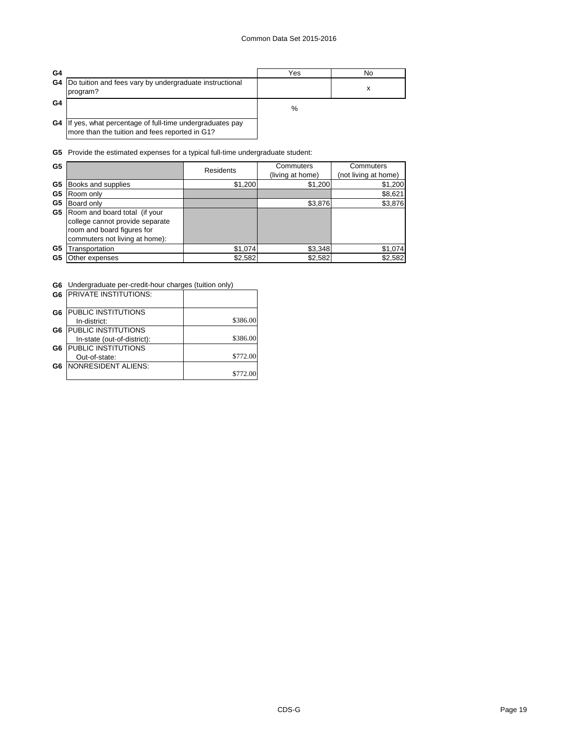| | | Yes | No |
|---|---|---|---|
| G4 | Do tuition and fees vary by undergraduate instructional program? | | x |
| G4 | If yes, what percentage of full-time undergraduates pay more than the tuition and fees reported in G1? | % | |

**G5** Provide the estimated expenses for a typical full-time undergraduate student:

| G5 | | Residents | Commuters (living at home) | Commuters (not living at home) |
|---|---|---|---|---|
| G5 | Books and supplies | $1,200 | $1,200 | $1,200 |
| G5 | Room only | | | $8,621 |
| G5 | Board only | | $3,876 | $3,876 |
| G5 | Room and board total (if your college cannot provide separate room and board figures for commuters not living at home): | | | |
| G5 | Transportation | $1,074 | $3,348 | $1,074 |
| G5 | Other expenses | $2,582 | $2,582 | $2,582 |

**G6** Undergraduate per-credit-hour charges (tuition only)

| G6 | | |
|---|---|---|
| G6 | PRIVATE INSTITUTIONS: | |
| G6 | PUBLIC INSTITUTIONS In-district: | $386.00 |
| G6 | PUBLIC INSTITUTIONS In-state (out-of-district): | $386.00 |
| G6 | PUBLIC INSTITUTIONS Out-of-state: | $772.00 |
| G6 | NONRESIDENT ALIENS: | $772.00 |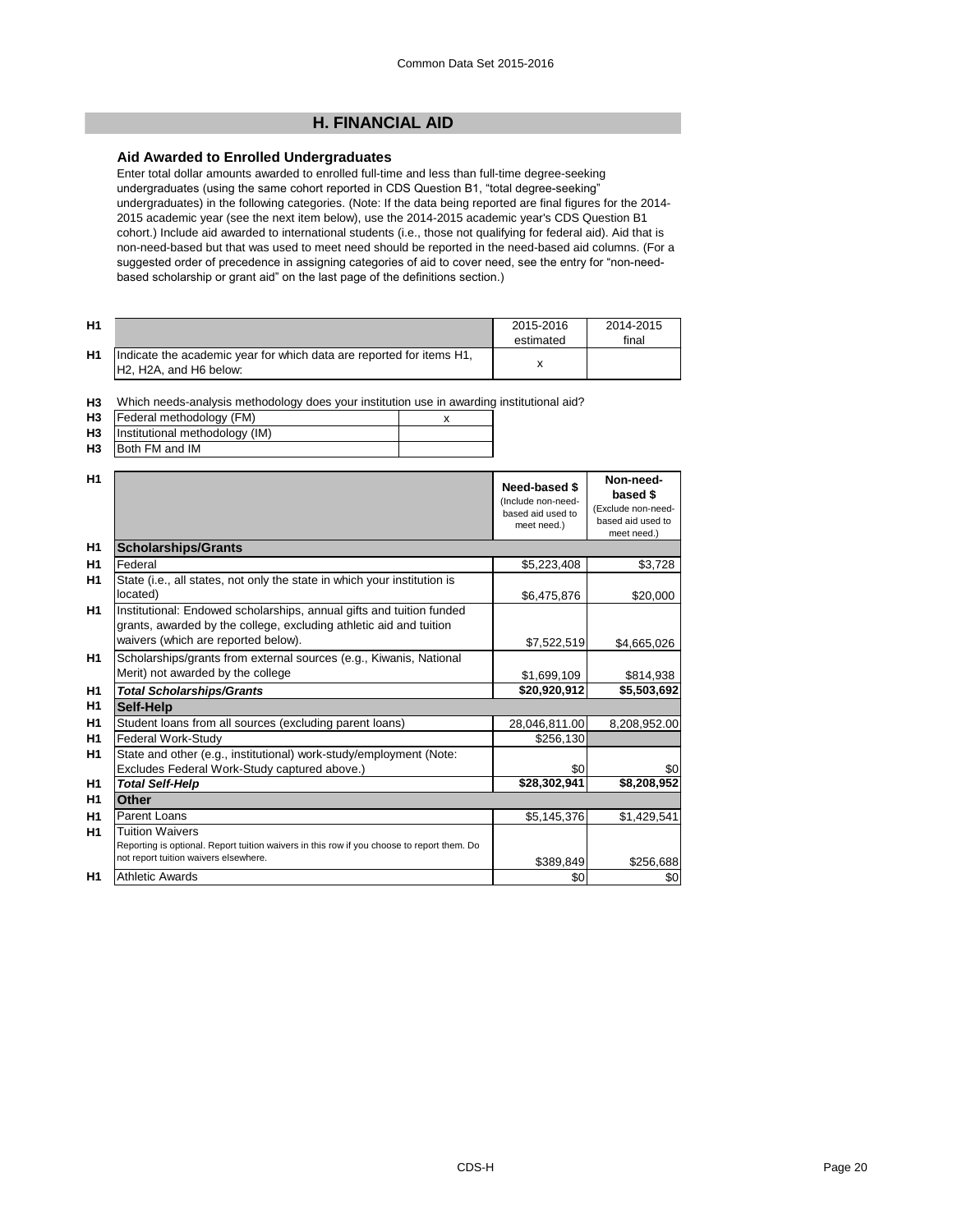## H. FINANCIAL AID

### Aid Awarded to Enrolled Undergraduates

Enter total dollar amounts awarded to enrolled full-time and less than full-time degree-seeking undergraduates (using the same cohort reported in CDS Question B1, "total degree-seeking" undergraduates) in the following categories. (Note: If the data being reported are final figures for the 2014-2015 academic year (see the next item below), use the 2014-2015 academic year's CDS Question B1 cohort.) Include aid awarded to international students (i.e., those not qualifying for federal aid). Aid that is non-need-based but that was used to meet need should be reported in the need-based aid columns. (For a suggested order of precedence in assigning categories of aid to cover need, see the entry for "non-need-based scholarship or grant aid" on the last page of the definitions section.)

| | | 2015-2016 estimated | 2014-2015 final |
|---|---|---|---|
| H1 | Indicate the academic year for which data are reported for items H1, H2, H2A, and H6 below: | x | |

H3 Which needs-analysis methodology does your institution use in awarding institutional aid?

| | | |
|---|---|---|
| H3 | Federal methodology (FM) | x |
| H3 | Institutional methodology (IM) | |
| H3 | Both FM and IM | |

| | | Need-based $ (Include non-need-based aid used to meet need.) | Non-need-based $ (Exclude non-need-based aid used to meet need.) |
|---|---|---|---|
| H1 | **Scholarships/Grants** | | |
| H1 | Federal | $5,223,408 | $3,728 |
| H1 | State (i.e., all states, not only the state in which your institution is located) | $6,475,876 | $20,000 |
| H1 | Institutional: Endowed scholarships, annual gifts and tuition funded grants, awarded by the college, excluding athletic aid and tuition waivers (which are reported below). | $7,522,519 | $4,665,026 |
| H1 | Scholarships/grants from external sources (e.g., Kiwanis, National Merit) not awarded by the college | $1,699,109 | $814,938 |
| H1 | ***Total Scholarships/Grants*** | **$20,920,912** | **$5,503,692** |
| H1 | **Self-Help** | | |
| H1 | Student loans from all sources (excluding parent loans) | 28,046,811.00 | 8,208,952.00 |
| H1 | Federal Work-Study | $256,130 | |
| H1 | State and other (e.g., institutional) work-study/employment (Note: Excludes Federal Work-Study captured above.) | $0 | $0 |
| H1 | ***Total Self-Help*** | **$28,302,941** | **$8,208,952** |
| H1 | **Other** | | |
| H1 | Parent Loans | $5,145,376 | $1,429,541 |
| H1 | Tuition Waivers<br>Reporting is optional. Report tuition waivers in this row if you choose to report them. Do not report tuition waivers elsewhere. | $389,849 | $256,688 |
| H1 | Athletic Awards | $0 | $0 |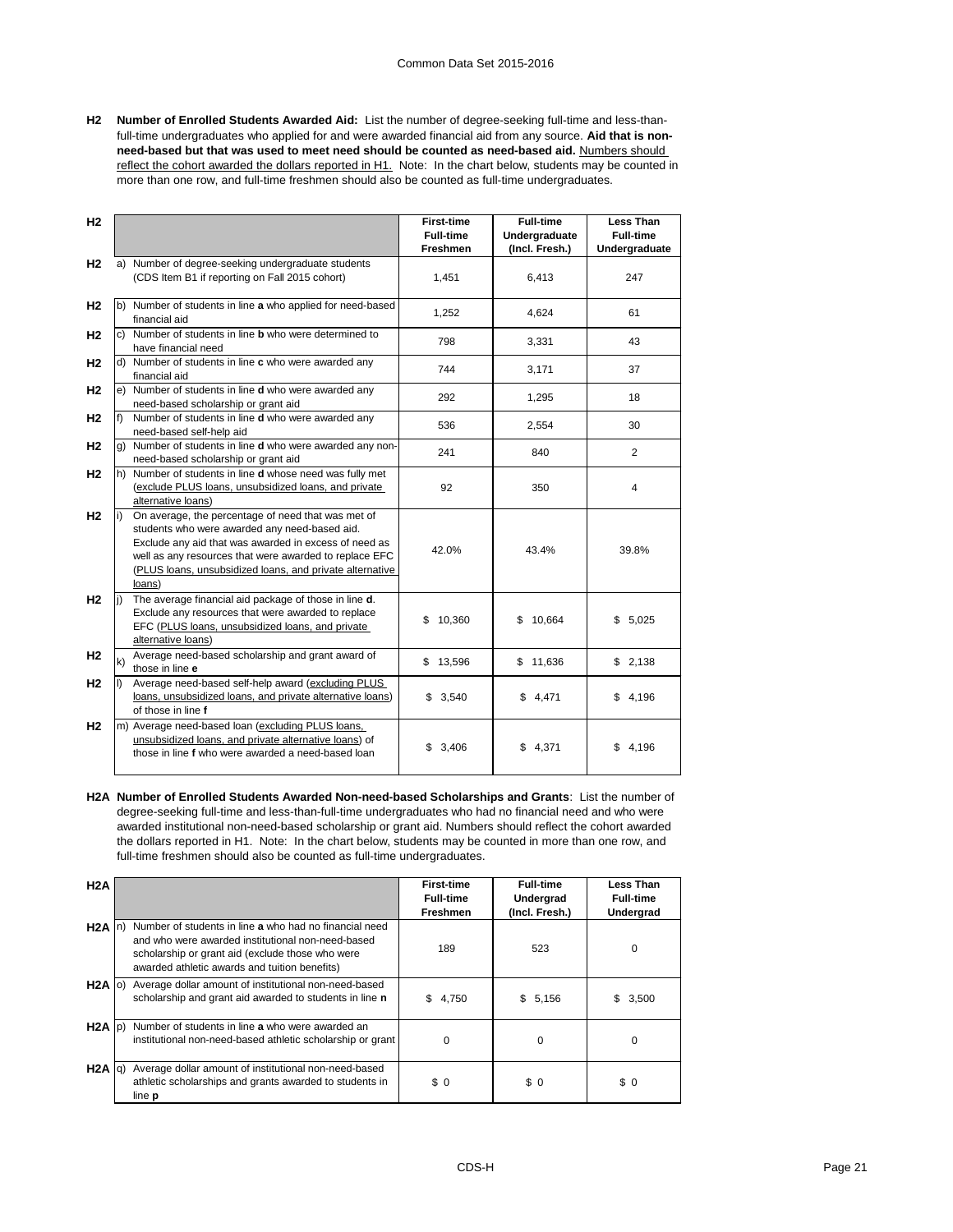**H2 Number of Enrolled Students Awarded Aid:** List the number of degree-seeking full-time and less-than-full-time undergraduates who applied for and were awarded financial aid from any source. **Aid that is non-need-based but that was used to meet need should be counted as need-based aid.** Numbers should reflect the cohort awarded the dollars reported in H1. Note: In the chart below, students may be counted in more than one row, and full-time freshmen should also be counted as full-time undergraduates.

| H2 | | First-time Full-time Freshmen | Full-time Undergraduate (Incl. Fresh.) | Less Than Full-time Undergraduate |
|---|---|---|---|---|
| H2 | a) Number of degree-seeking undergraduate students (CDS Item B1 if reporting on Fall 2015 cohort) | 1,451 | 6,413 | 247 |
| H2 | b) Number of students in line **a** who applied for need-based financial aid | 1,252 | 4,624 | 61 |
| H2 | c) Number of students in line **b** who were determined to have financial need | 798 | 3,331 | 43 |
| H2 | d) Number of students in line **c** who were awarded any financial aid | 744 | 3,171 | 37 |
| H2 | e) Number of students in line **d** who were awarded any need-based scholarship or grant aid | 292 | 1,295 | 18 |
| H2 | f) Number of students in line **d** who were awarded any need-based self-help aid | 536 | 2,554 | 30 |
| H2 | g) Number of students in line **d** who were awarded any non-need-based scholarship or grant aid | 241 | 840 | 2 |
| H2 | h) Number of students in line **d** whose need was fully met (exclude PLUS loans, unsubsidized loans, and private alternative loans) | 92 | 350 | 4 |
| H2 | i) On average, the percentage of need that was met of students who were awarded any need-based aid. Exclude any aid that was awarded in excess of need as well as any resources that were awarded to replace EFC (PLUS loans, unsubsidized loans, and private alternative loans) | 42.0% | 43.4% | 39.8% |
| H2 | j) The average financial aid package of those in line **d**. Exclude any resources that were awarded to replace EFC (PLUS loans, unsubsidized loans, and private alternative loans) | $ 10,360 | $ 10,664 | $ 5,025 |
| H2 | k) Average need-based scholarship and grant award of those in line **e** | $ 13,596 | $ 11,636 | $ 2,138 |
| H2 | l) Average need-based self-help award (excluding PLUS loans, unsubsidized loans, and private alternative loans) of those in line **f** | $ 3,540 | $ 4,471 | $ 4,196 |
| H2 | m) Average need-based loan (excluding PLUS loans, unsubsidized loans, and private alternative loans) of those in line **f** who were awarded a need-based loan | $ 3,406 | $ 4,371 | $ 4,196 |

**H2A Number of Enrolled Students Awarded Non-need-based Scholarships and Grants**: List the number of degree-seeking full-time and less-than-full-time undergraduates who had no financial need and who were awarded institutional non-need-based scholarship or grant aid. Numbers should reflect the cohort awarded the dollars reported in H1. Note: In the chart below, students may be counted in more than one row, and full-time freshmen should also be counted as full-time undergraduates.

| H2A | | First-time Full-time Freshmen | Full-time Undergrad (Incl. Fresh.) | Less Than Full-time Undergrad |
|---|---|---|---|---|
| H2A | n) Number of students in line **a** who had no financial need and who were awarded institutional non-need-based scholarship or grant aid (exclude those who were awarded athletic awards and tuition benefits) | 189 | 523 | 0 |
| H2A | o) Average dollar amount of institutional non-need-based scholarship and grant aid awarded to students in line **n** | $ 4,750 | $ 5,156 | $ 3,500 |
| H2A | p) Number of students in line **a** who were awarded an institutional non-need-based athletic scholarship or grant | 0 | 0 | 0 |
| H2A | q) Average dollar amount of institutional non-need-based athletic scholarships and grants awarded to students in line **p** | $ 0 | $ 0 | $ 0 |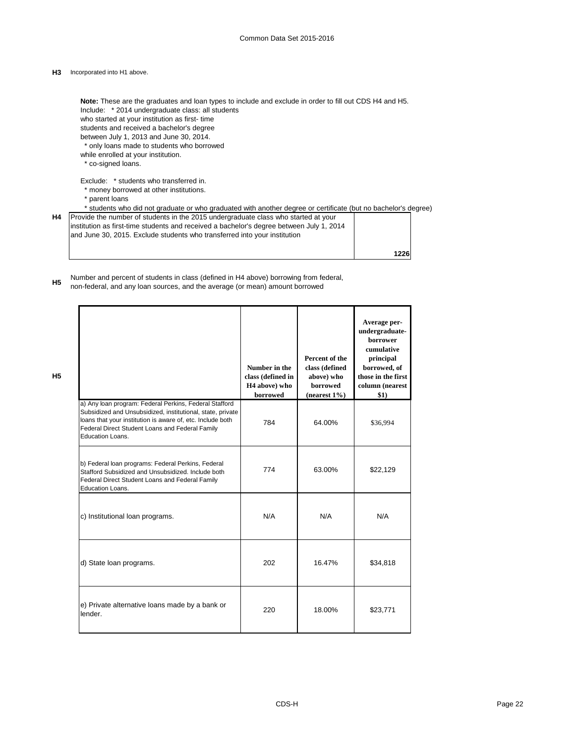**H3** Incorporated into H1 above.

**Note:** These are the graduates and loan types to include and exclude in order to fill out CDS H4 and H5.

Include:
* 2014 undergraduate class: all students who started at your institution as first- time students and received a bachelor's degree between July 1, 2013 and June 30, 2014.
* only loans made to students who borrowed while enrolled at your institution.
* co-signed loans.

Exclude:
* students who transferred in.
* money borrowed at other institutions.
* parent loans
* students who did not graduate or who graduated with another degree or certificate (but no bachelor's degree)

**H4**

| Provide the number of students in the 2015 undergraduate class who started at your institution as first-time students and received a bachelor's degree between July 1, 2014 and June 30, 2015. Exclude students who transferred into your institution | 1226 |
|---|---|

**H5** Number and percent of students in class (defined in H4 above) borrowing from federal, non-federal, and any loan sources, and the average (or mean) amount borrowed

**H5**

| | Number in the class (defined in H4 above) who borrowed | Percent of the class (defined above) who borrowed (nearest 1%) | Average per-undergraduate-borrower cumulative principal borrowed, of those in the first column (nearest $1) |
|---|---|---|---|
| a) Any loan program: Federal Perkins, Federal Stafford Subsidized and Unsubsidized, institutional, state, private loans that your institution is aware of, etc. Include both Federal Direct Student Loans and Federal Family Education Loans. | 784 | 64.00% | $36,994 |
| b) Federal loan programs: Federal Perkins, Federal Stafford Subsidized and Unsubsidized. Include both Federal Direct Student Loans and Federal Family Education Loans. | 774 | 63.00% | $22,129 |
| c) Institutional loan programs. | N/A | N/A | N/A |
| d) State loan programs. | 202 | 16.47% | $34,818 |
| e) Private alternative loans made by a bank or lender. | 220 | 18.00% | $23,771 |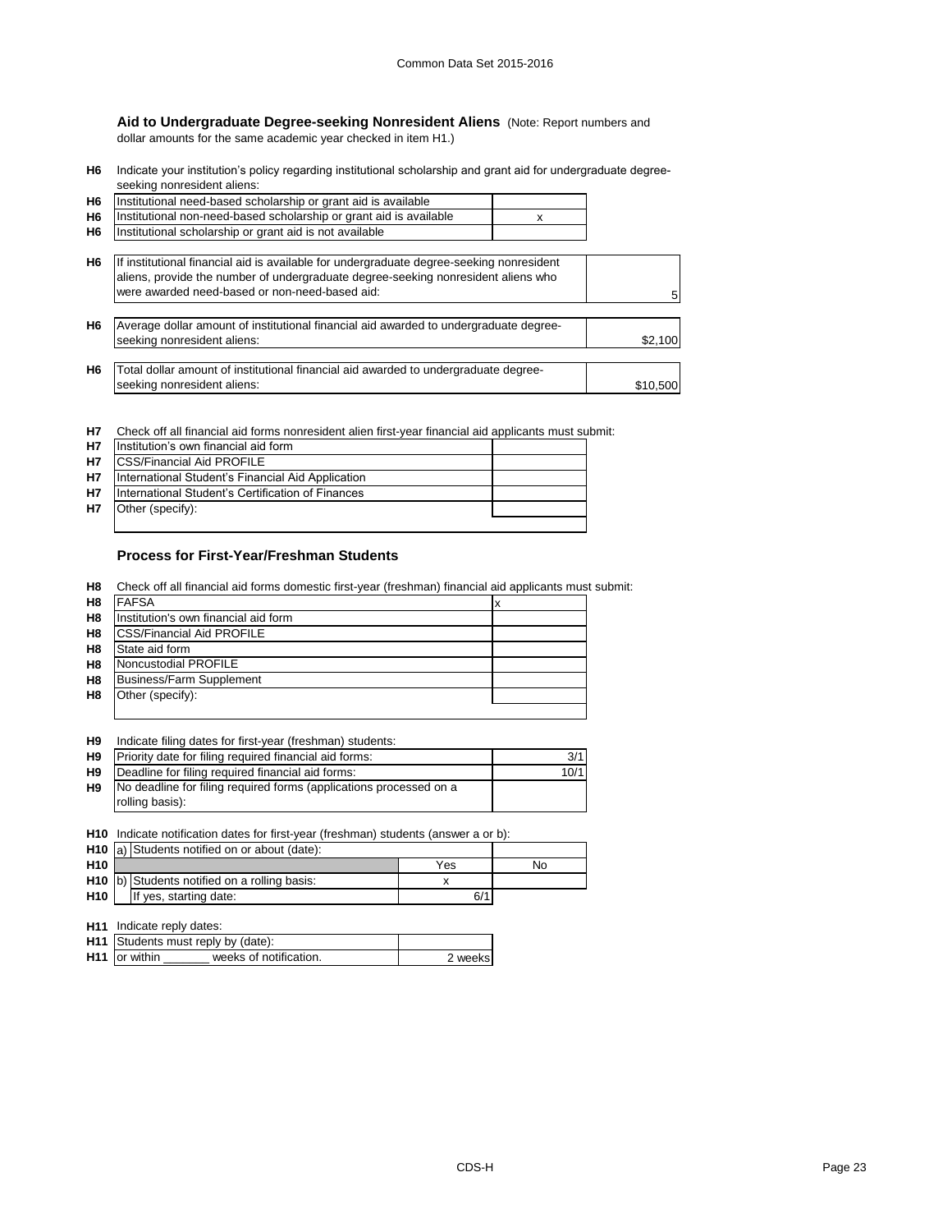### Aid to Undergraduate Degree-seeking Nonresident Aliens

(Note: Report numbers and dollar amounts for the same academic year checked in item H1.)

**H6** Indicate your institution's policy regarding institutional scholarship and grant aid for undergraduate degree-seeking nonresident aliens:

| | | |
|---|---|---|
| H6 | Institutional need-based scholarship or grant aid is available | |
| H6 | Institutional non-need-based scholarship or grant aid is available | x |
| H6 | Institutional scholarship or grant aid is not available | |

| | | |
|---|---|---|
| H6 | If institutional financial aid is available for undergraduate degree-seeking nonresident aliens, provide the number of undergraduate degree-seeking nonresident aliens who were awarded need-based or non-need-based aid: | 5 |
| H6 | Average dollar amount of institutional financial aid awarded to undergraduate degree-seeking nonresident aliens: | $2,100 |
| H6 | Total dollar amount of institutional financial aid awarded to undergraduate degree-seeking nonresident aliens: | $10,500 |

**H7** Check off all financial aid forms nonresident alien first-year financial aid applicants must submit:

| | | |
|---|---|---|
| H7 | Institution's own financial aid form | |
| H7 | CSS/Financial Aid PROFILE | |
| H7 | International Student's Financial Aid Application | |
| H7 | International Student's Certification of Finances | |
| H7 | Other (specify): | |

### Process for First-Year/Freshman Students

**H8** Check off all financial aid forms domestic first-year (freshman) financial aid applicants must submit:

| | | |
|---|---|---|
| H8 | FAFSA | x |
| H8 | Institution's own financial aid form | |
| H8 | CSS/Financial Aid PROFILE | |
| H8 | State aid form | |
| H8 | Noncustodial PROFILE | |
| H8 | Business/Farm Supplement | |
| H8 | Other (specify): | |

**H9** Indicate filing dates for first-year (freshman) students:

| | | |
|---|---|---|
| H9 | Priority date for filing required financial aid forms: | 3/1 |
| H9 | Deadline for filing required financial aid forms: | 10/1 |
| H9 | No deadline for filing required forms (applications processed on a rolling basis): | |

**H10** Indicate notification dates for first-year (freshman) students (answer a or b):

| | | | |
|---|---|---|---|
| H10 | a) Students notified on or about (date): | | |
| H10 | | Yes | No |
| H10 | b) Students notified on a rolling basis: | x | |
| H10 | If yes, starting date: | 6/1 | |

**H11** Indicate reply dates:

| | | |
|---|---|---|
| H11 | Students must reply by (date): | |
| H11 | or within _______ weeks of notification. | 2 weeks |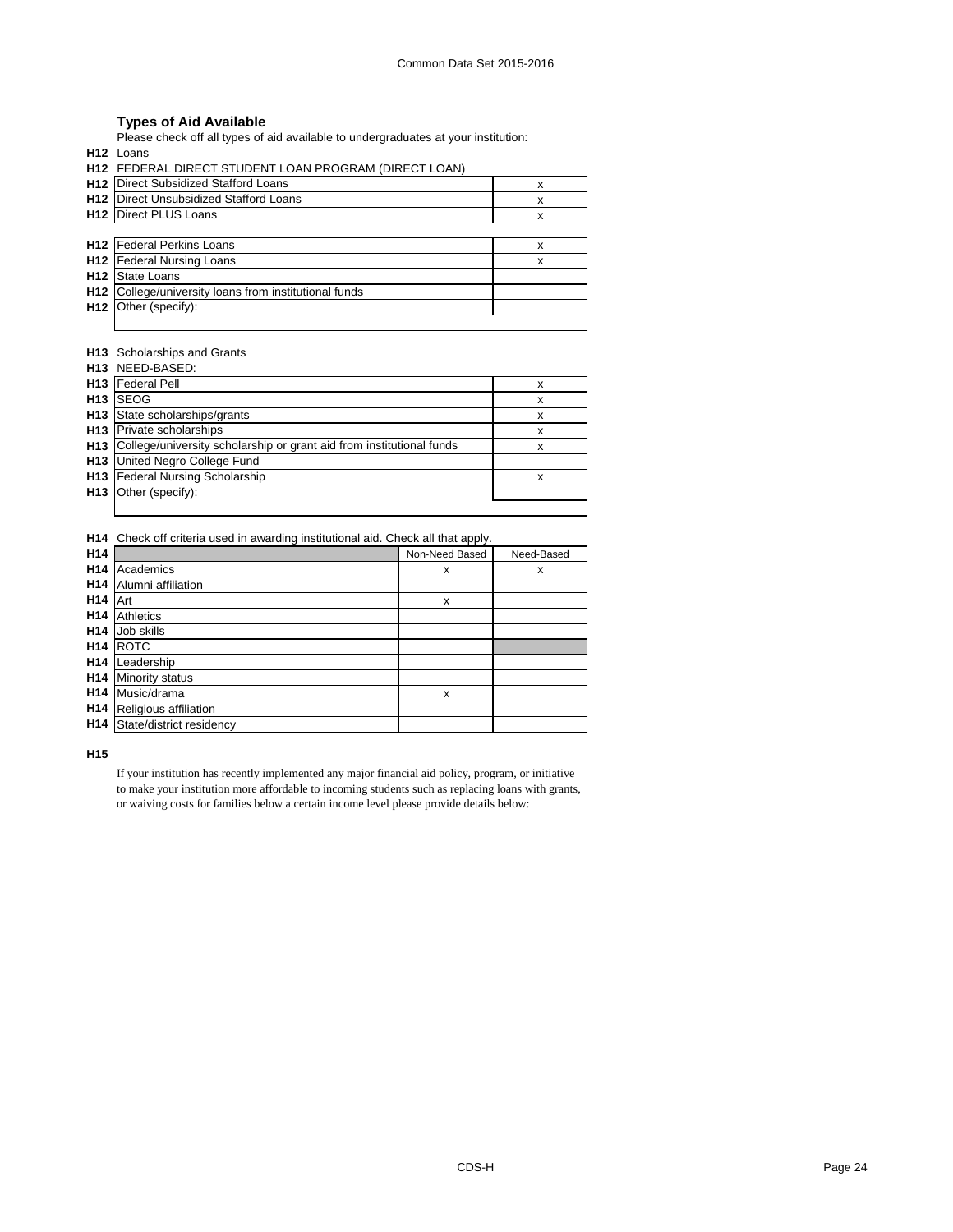## Types of Aid Available

Please check off all types of aid available to undergraduates at your institution:

**H12** Loans

**H12** FEDERAL DIRECT STUDENT LOAN PROGRAM (DIRECT LOAN)

| | | |
|---|---|---|
| **H12** | Direct Subsidized Stafford Loans | x |
| **H12** | Direct Unsubsidized Stafford Loans | x |
| **H12** | Direct PLUS Loans | x |

| | | |
|---|---|---|
| **H12** | Federal Perkins Loans | x |
| **H12** | Federal Nursing Loans | x |
| **H12** | State Loans | |
| **H12** | College/university loans from institutional funds | |
| **H12** | Other (specify): | |

**H13** Scholarships and Grants

**H13** NEED-BASED:

| | | |
|---|---|---|
| **H13** | Federal Pell | x |
| **H13** | SEOG | x |
| **H13** | State scholarships/grants | x |
| **H13** | Private scholarships | x |
| **H13** | College/university scholarship or grant aid from institutional funds | x |
| **H13** | United Negro College Fund | |
| **H13** | Federal Nursing Scholarship | x |
| **H13** | Other (specify): | |

**H14** Check off criteria used in awarding institutional aid. Check all that apply.

| | | Non-Need Based | Need-Based |
|---|---|---|---|
| **H14** | Academics | x | x |
| **H14** | Alumni affiliation | | |
| **H14** | Art | x | |
| **H14** | Athletics | | |
| **H14** | Job skills | | |
| **H14** | ROTC | | |
| **H14** | Leadership | | |
| **H14** | Minority status | | |
| **H14** | Music/drama | x | |
| **H14** | Religious affiliation | | |
| **H14** | State/district residency | | |

**H15**

If your institution has recently implemented any major financial aid policy, program, or initiative to make your institution more affordable to incoming students such as replacing loans with grants, or waiving costs for families below a certain income level please provide details below: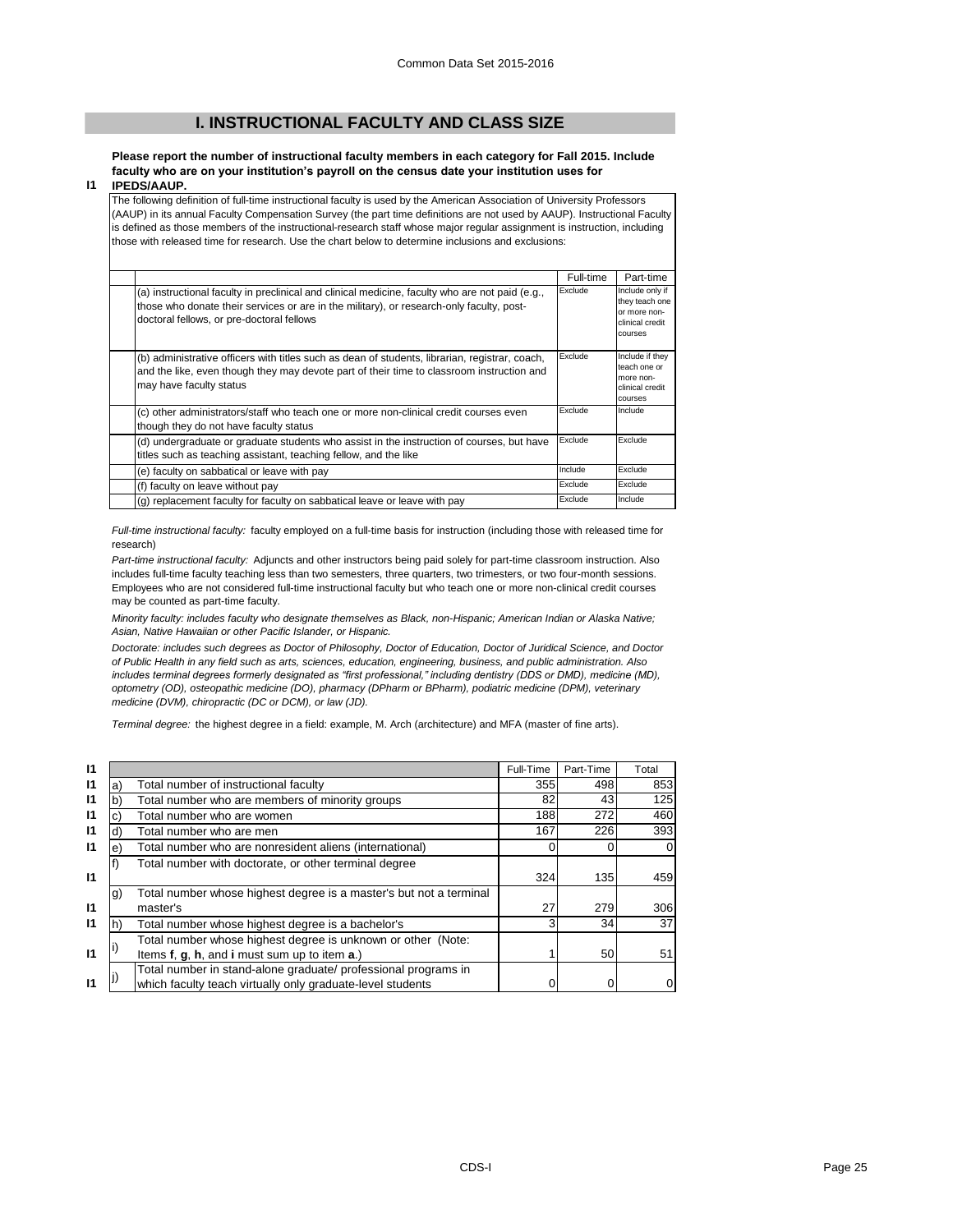## I. INSTRUCTIONAL FACULTY AND CLASS SIZE

**I1** **Please report the number of instructional faculty members in each category for Fall 2015. Include faculty who are on your institution's payroll on the census date your institution uses for IPEDS/AAUP.**

The following definition of full-time instructional faculty is used by the American Association of University Professors (AAUP) in its annual Faculty Compensation Survey (the part time definitions are not used by AAUP). Instructional Faculty is defined as those members of the instructional-research staff whose major regular assignment is instruction, including those with released time for research. Use the chart below to determine inclusions and exclusions:

| | Full-time | Part-time |
|---|---|---|
| (a) instructional faculty in preclinical and clinical medicine, faculty who are not paid (e.g., those who donate their services or are in the military), or research-only faculty, post-doctoral fellows, or pre-doctoral fellows | Exclude | Include only if they teach one or more non-clinical credit courses |
| (b) administrative officers with titles such as dean of students, librarian, registrar, coach, and the like, even though they may devote part of their time to classroom instruction and may have faculty status | Exclude | Include if they teach one or more non-clinical credit courses |
| (c) other administrators/staff who teach one or more non-clinical credit courses even though they do not have faculty status | Exclude | Include |
| (d) undergraduate or graduate students who assist in the instruction of courses, but have titles such as teaching assistant, teaching fellow, and the like | Exclude | Exclude |
| (e) faculty on sabbatical or leave with pay | Include | Exclude |
| (f) faculty on leave without pay | Exclude | Exclude |
| (g) replacement faculty for faculty on sabbatical leave or leave with pay | Exclude | Include |

*Full-time instructional faculty:* faculty employed on a full-time basis for instruction (including those with released time for research)

*Part-time instructional faculty:* Adjuncts and other instructors being paid solely for part-time classroom instruction. Also includes full-time faculty teaching less than two semesters, three quarters, two trimesters, or two four-month sessions. Employees who are not considered full-time instructional faculty but who teach one or more non-clinical credit courses may be counted as part-time faculty.

*Minority faculty: includes faculty who designate themselves as Black, non-Hispanic; American Indian or Alaska Native; Asian, Native Hawaiian or other Pacific Islander, or Hispanic.*

*Doctorate: includes such degrees as Doctor of Philosophy, Doctor of Education, Doctor of Juridical Science, and Doctor of Public Health in any field such as arts, sciences, education, engineering, business, and public administration. Also includes terminal degrees formerly designated as "first professional," including dentistry (DDS or DMD), medicine (MD), optometry (OD), osteopathic medicine (DO), pharmacy (DPharm or BPharm), podiatric medicine (DPM), veterinary medicine (DVM), chiropractic (DC or DCM), or law (JD).*

*Terminal degree:* the highest degree in a field: example, M. Arch (architecture) and MFA (master of fine arts).

| | | | Full-Time | Part-Time | Total |
|---|---|---|---|---|---|
| I1 | a) | Total number of instructional faculty | 355 | 498 | 853 |
| I1 | b) | Total number who are members of minority groups | 82 | 43 | 125 |
| I1 | c) | Total number who are women | 188 | 272 | 460 |
| I1 | d) | Total number who are men | 167 | 226 | 393 |
| I1 | e) | Total number who are nonresident aliens (international) | 0 | 0 | 0 |
| I1 | f) | Total number with doctorate, or other terminal degree | 324 | 135 | 459 |
| I1 | g) | Total number whose highest degree is a master's but not a terminal master's | 27 | 279 | 306 |
| I1 | h) | Total number whose highest degree is a bachelor's | 3 | 34 | 37 |
| I1 | i) | Total number whose highest degree is unknown or other (Note: Items **f**, **g**, **h**, and **i** must sum up to item **a**.) | 1 | 50 | 51 |
| I1 | j) | Total number in stand-alone graduate/ professional programs in which faculty teach virtually only graduate-level students | 0 | 0 | 0 |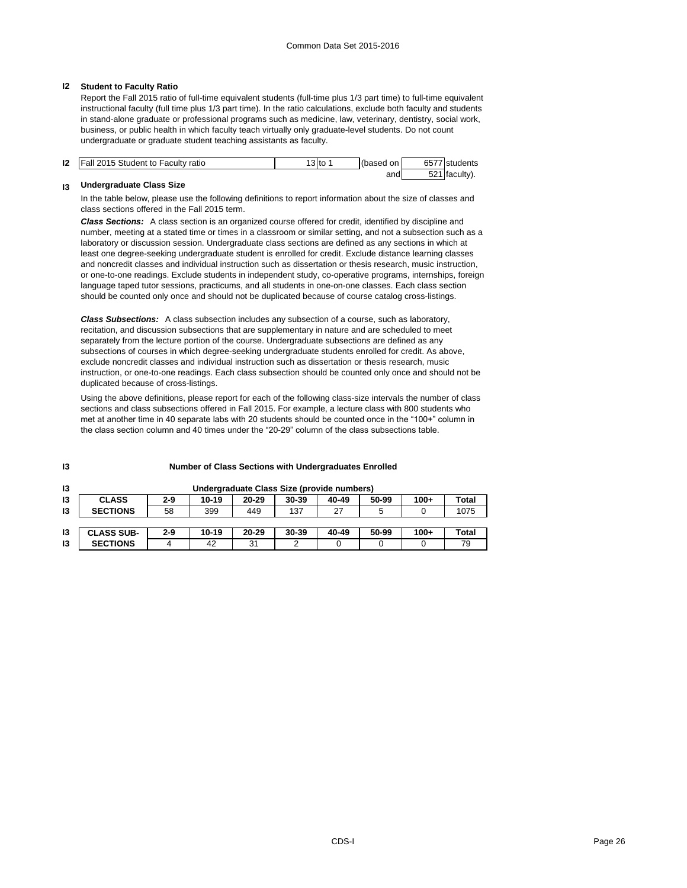## I2 Student to Faculty Ratio

Report the Fall 2015 ratio of full-time equivalent students (full-time plus 1/3 part time) to full-time equivalent instructional faculty (full time plus 1/3 part time). In the ratio calculations, exclude both faculty and students in stand-alone graduate or professional programs such as medicine, law, veterinary, dentistry, social work, business, or public health in which faculty teach virtually only graduate-level students. Do not count undergraduate or graduate student teaching assistants as faculty.

| I2 | Fall 2015 Student to Faculty ratio | 13 to 1 | (based on | 6577 students |
|---|---|---|---|---|
| | | | and | 521 faculty). |

## I3 Undergraduate Class Size

In the table below, please use the following definitions to report information about the size of classes and class sections offered in the Fall 2015 term.

***Class Sections:*** A class section is an organized course offered for credit, identified by discipline and number, meeting at a stated time or times in a classroom or similar setting, and not a subsection such as a laboratory or discussion session. Undergraduate class sections are defined as any sections in which at least one degree-seeking undergraduate student is enrolled for credit. Exclude distance learning classes and noncredit classes and individual instruction such as dissertation or thesis research, music instruction, or one-to-one readings. Exclude students in independent study, co-operative programs, internships, foreign language taped tutor sessions, practicums, and all students in one-on-one classes. Each class section should be counted only once and should not be duplicated because of course catalog cross-listings.

***Class Subsections:*** A class subsection includes any subsection of a course, such as laboratory, recitation, and discussion subsections that are supplementary in nature and are scheduled to meet separately from the lecture portion of the course. Undergraduate subsections are defined as any subsections of courses in which degree-seeking undergraduate students enrolled for credit. As above, exclude noncredit classes and individual instruction such as dissertation or thesis research, music instruction, or one-to-one readings. Each class subsection should be counted only once and should not be duplicated because of cross-listings.

Using the above definitions, please report for each of the following class-size intervals the number of class sections and class subsections offered in Fall 2015. For example, a lecture class with 800 students who met at another time in 40 separate labs with 20 students should be counted once in the "100+" column in the class section column and 40 times under the "20-29" column of the class subsections table.

**I3 Number of Class Sections with Undergraduates Enrolled**

**I3 Undergraduate Class Size (provide numbers)**

| | | 2-9 | 10-19 | 20-29 | 30-39 | 40-49 | 50-99 | 100+ | Total |
|---|---|---|---|---|---|---|---|---|---|
| I3 | CLASS SECTIONS | 58 | 399 | 449 | 137 | 27 | 5 | 0 | 1075 |
| I3 | CLASS SUB-SECTIONS | 4 | 42 | 31 | 2 | 0 | 0 | 0 | 79 |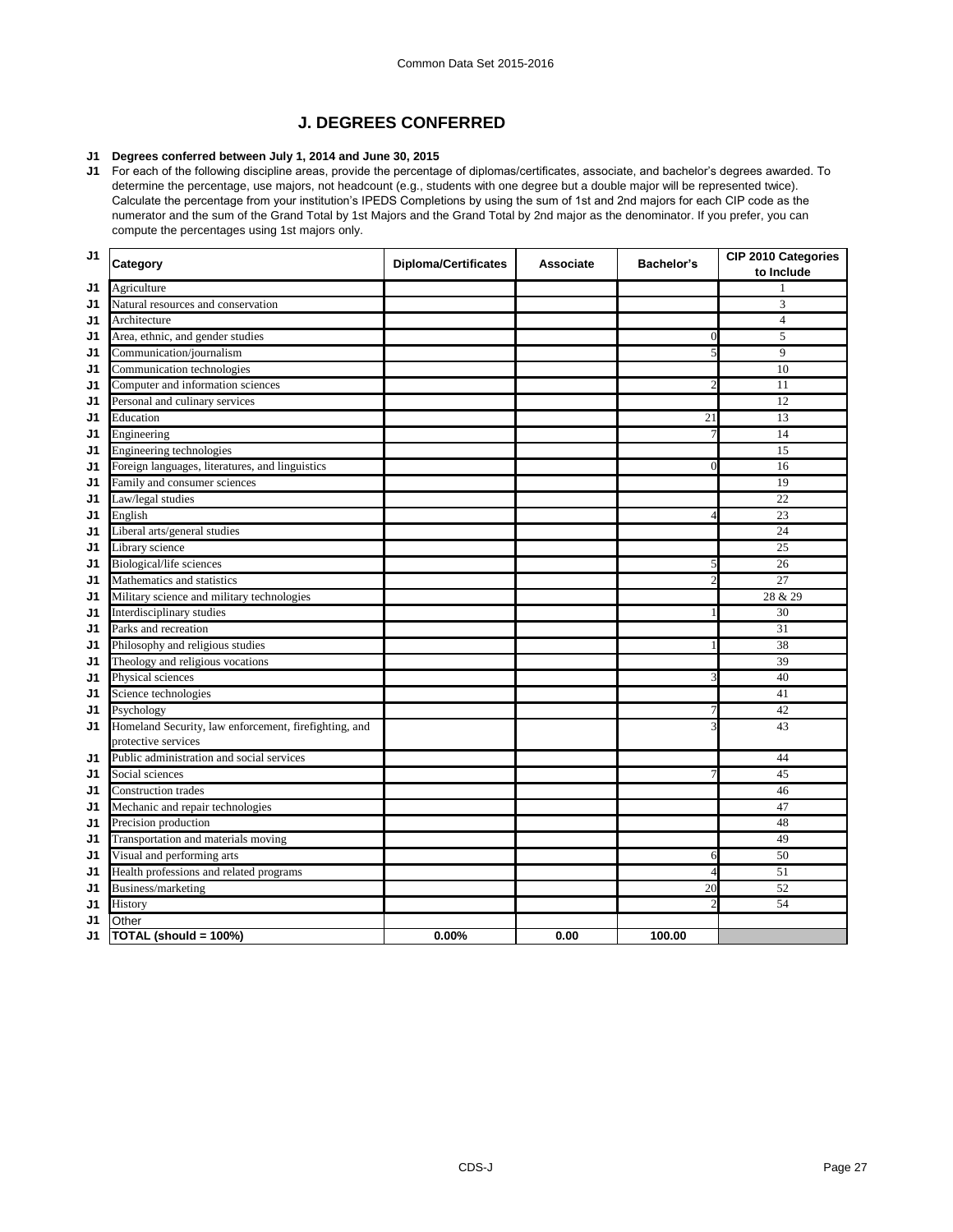# J. DEGREES CONFERRED

**J1 Degrees conferred between July 1, 2014 and June 30, 2015**

J1 For each of the following discipline areas, provide the percentage of diplomas/certificates, associate, and bachelor's degrees awarded. To determine the percentage, use majors, not headcount (e.g., students with one degree but a double major will be represented twice). Calculate the percentage from your institution's IPEDS Completions by using the sum of 1st and 2nd majors for each CIP code as the numerator and the sum of the Grand Total by 1st Majors and the Grand Total by 2nd major as the denominator. If you prefer, you can compute the percentages using 1st majors only.

| | Category | Diploma/Certificates | Associate | Bachelor's | CIP 2010 Categories to Include |
|---|---|---|---|---|---|
| J1 | Agriculture | | | | 1 |
| J1 | Natural resources and conservation | | | | 3 |
| J1 | Architecture | | | | 4 |
| J1 | Area, ethnic, and gender studies | | | 0 | 5 |
| J1 | Communication/journalism | | | 5 | 9 |
| J1 | Communication technologies | | | | 10 |
| J1 | Computer and information sciences | | | 2 | 11 |
| J1 | Personal and culinary services | | | | 12 |
| J1 | Education | | | 21 | 13 |
| J1 | Engineering | | | 7 | 14 |
| J1 | Engineering technologies | | | | 15 |
| J1 | Foreign languages, literatures, and linguistics | | | 0 | 16 |
| J1 | Family and consumer sciences | | | | 19 |
| J1 | Law/legal studies | | | | 22 |
| J1 | English | | | 4 | 23 |
| J1 | Liberal arts/general studies | | | | 24 |
| J1 | Library science | | | | 25 |
| J1 | Biological/life sciences | | | 5 | 26 |
| J1 | Mathematics and statistics | | | 2 | 27 |
| J1 | Military science and military technologies | | | | 28 & 29 |
| J1 | Interdisciplinary studies | | | 1 | 30 |
| J1 | Parks and recreation | | | | 31 |
| J1 | Philosophy and religious studies | | | 1 | 38 |
| J1 | Theology and religious vocations | | | | 39 |
| J1 | Physical sciences | | | 3 | 40 |
| J1 | Science technologies | | | | 41 |
| J1 | Psychology | | | 7 | 42 |
| J1 | Homeland Security, law enforcement, firefighting, and protective services | | | 3 | 43 |
| J1 | Public administration and social services | | | | 44 |
| J1 | Social sciences | | | 7 | 45 |
| J1 | Construction trades | | | | 46 |
| J1 | Mechanic and repair technologies | | | | 47 |
| J1 | Precision production | | | | 48 |
| J1 | Transportation and materials moving | | | | 49 |
| J1 | Visual and performing arts | | | 6 | 50 |
| J1 | Health professions and related programs | | | 4 | 51 |
| J1 | Business/marketing | | | 20 | 52 |
| J1 | History | | | 2 | 54 |
| J1 | Other | | | | |
| J1 | **TOTAL (should = 100%)** | **0.00%** | **0.00** | **100.00** | |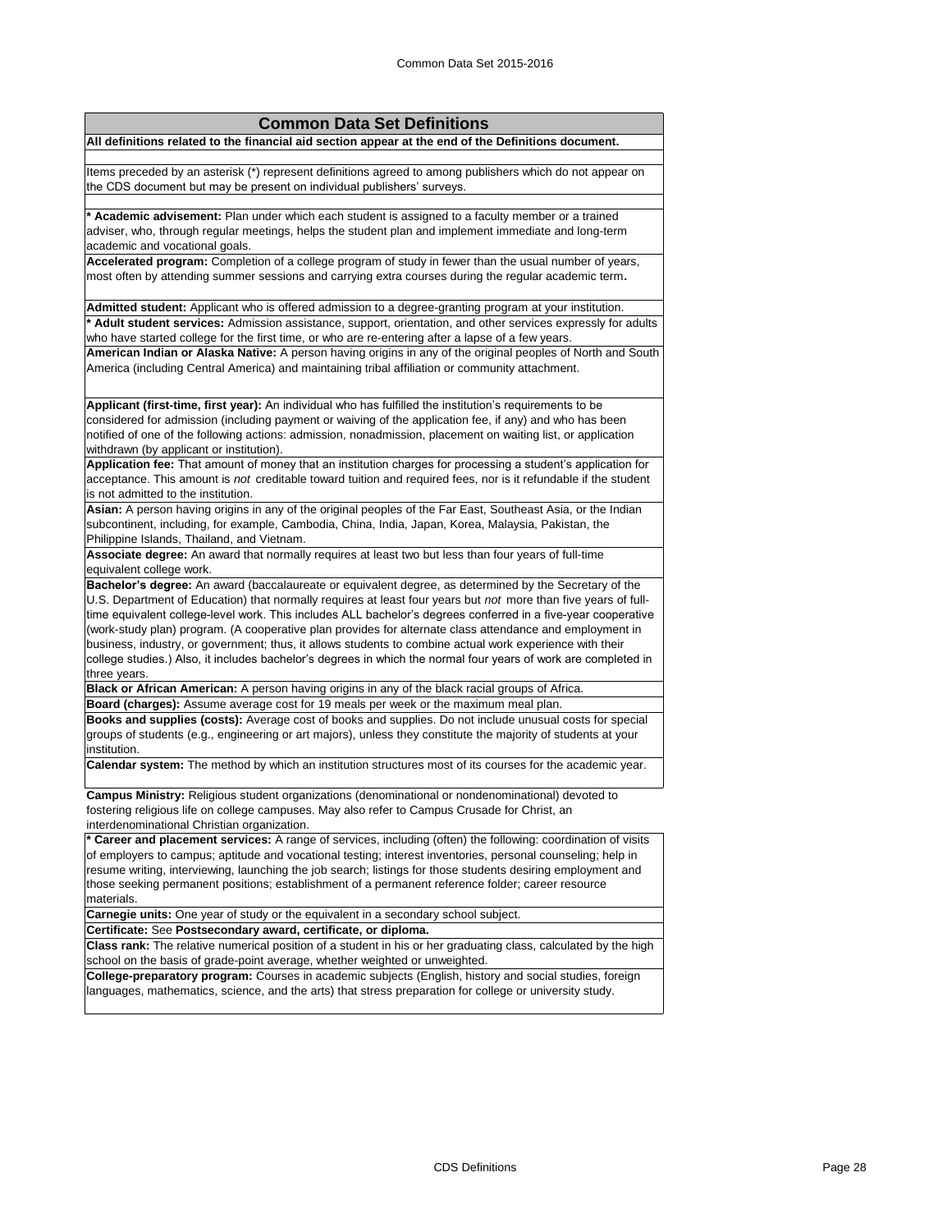## Common Data Set Definitions

**All definitions related to the financial aid section appear at the end of the Definitions document.**

Items preceded by an asterisk (*) represent definitions agreed to among publishers which do not appear on the CDS document but may be present on individual publishers' surveys.

*** Academic advisement:** Plan under which each student is assigned to a faculty member or a trained adviser, who, through regular meetings, helps the student plan and implement immediate and long-term academic and vocational goals.

**Accelerated program:** Completion of a college program of study in fewer than the usual number of years, most often by attending summer sessions and carrying extra courses during the regular academic term**.**

**Admitted student:** Applicant who is offered admission to a degree-granting program at your institution.

*** Adult student services:** Admission assistance, support, orientation, and other services expressly for adults who have started college for the first time, or who are re-entering after a lapse of a few years.

**American Indian or Alaska Native:** A person having origins in any of the original peoples of North and South America (including Central America) and maintaining tribal affiliation or community attachment.

**Applicant (first-time, first year):** An individual who has fulfilled the institution's requirements to be considered for admission (including payment or waiving of the application fee, if any) and who has been notified of one of the following actions: admission, nonadmission, placement on waiting list, or application withdrawn (by applicant or institution).

**Application fee:** That amount of money that an institution charges for processing a student's application for acceptance. This amount is *not* creditable toward tuition and required fees, nor is it refundable if the student is not admitted to the institution.

**Asian:** A person having origins in any of the original peoples of the Far East, Southeast Asia, or the Indian subcontinent, including, for example, Cambodia, China, India, Japan, Korea, Malaysia, Pakistan, the Philippine Islands, Thailand, and Vietnam.

**Associate degree:** An award that normally requires at least two but less than four years of full-time equivalent college work.

**Bachelor's degree:** An award (baccalaureate or equivalent degree, as determined by the Secretary of the U.S. Department of Education) that normally requires at least four years but *not* more than five years of full-time equivalent college-level work. This includes ALL bachelor's degrees conferred in a five-year cooperative (work-study plan) program. (A cooperative plan provides for alternate class attendance and employment in business, industry, or government; thus, it allows students to combine actual work experience with their college studies.) Also, it includes bachelor's degrees in which the normal four years of work are completed in three years.

**Black or African American:** A person having origins in any of the black racial groups of Africa.

**Board (charges):** Assume average cost for 19 meals per week or the maximum meal plan.

**Books and supplies (costs):** Average cost of books and supplies. Do not include unusual costs for special groups of students (e.g., engineering or art majors), unless they constitute the majority of students at your institution.

**Calendar system:** The method by which an institution structures most of its courses for the academic year.

**Campus Ministry:** Religious student organizations (denominational or nondenominational) devoted to fostering religious life on college campuses. May also refer to Campus Crusade for Christ, an interdenominational Christian organization.

*** Career and placement services:** A range of services, including (often) the following: coordination of visits of employers to campus; aptitude and vocational testing; interest inventories, personal counseling; help in resume writing, interviewing, launching the job search; listings for those students desiring employment and those seeking permanent positions; establishment of a permanent reference folder; career resource materials.

**Carnegie units:** One year of study or the equivalent in a secondary school subject.

**Certificate:** See **Postsecondary award, certificate, or diploma.**

**Class rank:** The relative numerical position of a student in his or her graduating class, calculated by the high school on the basis of grade-point average, whether weighted or unweighted.

**College-preparatory program:** Courses in academic subjects (English, history and social studies, foreign languages, mathematics, science, and the arts) that stress preparation for college or university study.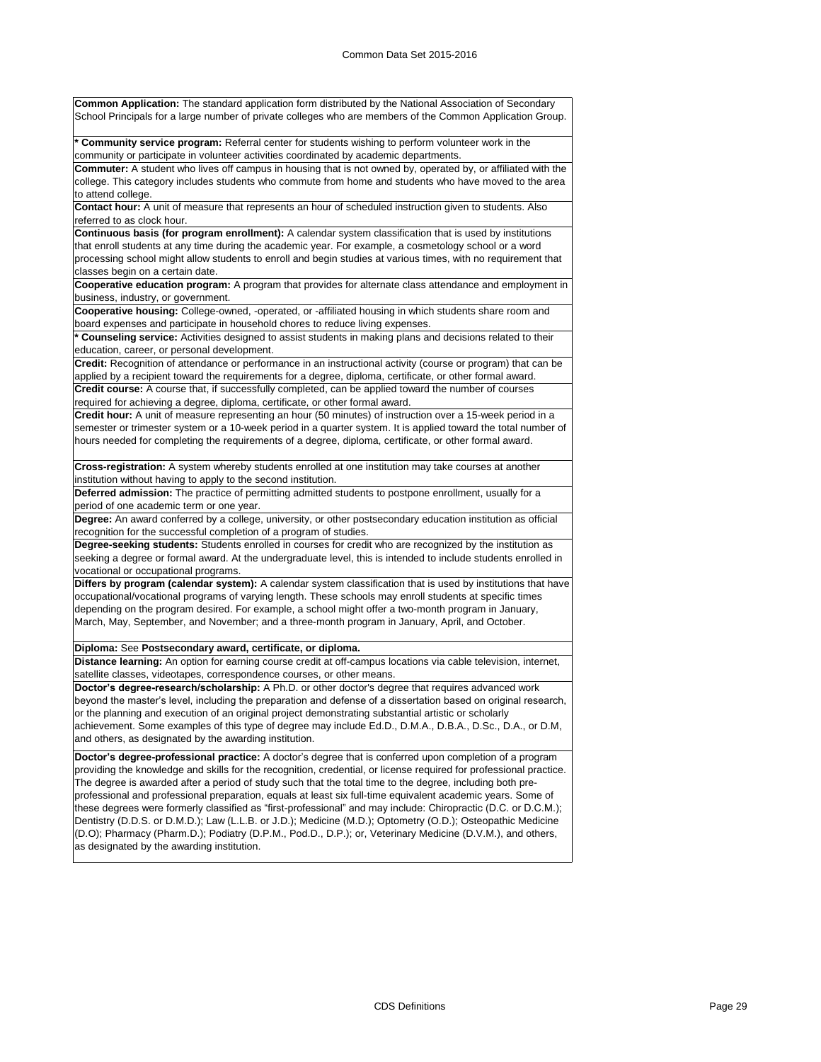**Common Application:** The standard application form distributed by the National Association of Secondary School Principals for a large number of private colleges who are members of the Common Application Group.

**\* Community service program:** Referral center for students wishing to perform volunteer work in the community or participate in volunteer activities coordinated by academic departments.

**Commuter:** A student who lives off campus in housing that is not owned by, operated by, or affiliated with the college. This category includes students who commute from home and students who have moved to the area to attend college.

**Contact hour:** A unit of measure that represents an hour of scheduled instruction given to students. Also referred to as clock hour.

**Continuous basis (for program enrollment):** A calendar system classification that is used by institutions that enroll students at any time during the academic year. For example, a cosmetology school or a word processing school might allow students to enroll and begin studies at various times, with no requirement that classes begin on a certain date.

**Cooperative education program:** A program that provides for alternate class attendance and employment in business, industry, or government.

**Cooperative housing:** College-owned, -operated, or -affiliated housing in which students share room and board expenses and participate in household chores to reduce living expenses.

**\* Counseling service:** Activities designed to assist students in making plans and decisions related to their education, career, or personal development.

**Credit:** Recognition of attendance or performance in an instructional activity (course or program) that can be applied by a recipient toward the requirements for a degree, diploma, certificate, or other formal award.

**Credit course:** A course that, if successfully completed, can be applied toward the number of courses required for achieving a degree, diploma, certificate, or other formal award.

**Credit hour:** A unit of measure representing an hour (50 minutes) of instruction over a 15-week period in a semester or trimester system or a 10-week period in a quarter system. It is applied toward the total number of hours needed for completing the requirements of a degree, diploma, certificate, or other formal award.

**Cross-registration:** A system whereby students enrolled at one institution may take courses at another institution without having to apply to the second institution.

**Deferred admission:** The practice of permitting admitted students to postpone enrollment, usually for a period of one academic term or one year.

**Degree:** An award conferred by a college, university, or other postsecondary education institution as official recognition for the successful completion of a program of studies.

**Degree-seeking students:** Students enrolled in courses for credit who are recognized by the institution as seeking a degree or formal award. At the undergraduate level, this is intended to include students enrolled in vocational or occupational programs.

**Differs by program (calendar system):** A calendar system classification that is used by institutions that have occupational/vocational programs of varying length. These schools may enroll students at specific times depending on the program desired. For example, a school might offer a two-month program in January, March, May, September, and November; and a three-month program in January, April, and October.

**Diploma:** See **Postsecondary award, certificate, or diploma.**

**Distance learning:** An option for earning course credit at off-campus locations via cable television, internet, satellite classes, videotapes, correspondence courses, or other means.

**Doctor's degree-research/scholarship:** A Ph.D. or other doctor's degree that requires advanced work beyond the master's level, including the preparation and defense of a dissertation based on original research, or the planning and execution of an original project demonstrating substantial artistic or scholarly achievement. Some examples of this type of degree may include Ed.D., D.M.A., D.B.A., D.Sc., D.A., or D.M, and others, as designated by the awarding institution.

**Doctor's degree-professional practice:** A doctor's degree that is conferred upon completion of a program providing the knowledge and skills for the recognition, credential, or license required for professional practice. The degree is awarded after a period of study such that the total time to the degree, including both pre-professional and professional preparation, equals at least six full-time equivalent academic years. Some of these degrees were formerly classified as "first-professional" and may include: Chiropractic (D.C. or D.C.M.); Dentistry (D.D.S. or D.M.D.); Law (L.L.B. or J.D.); Medicine (M.D.); Optometry (O.D.); Osteopathic Medicine (D.O); Pharmacy (Pharm.D.); Podiatry (D.P.M., Pod.D., D.P.); or, Veterinary Medicine (D.V.M.), and others, as designated by the awarding institution.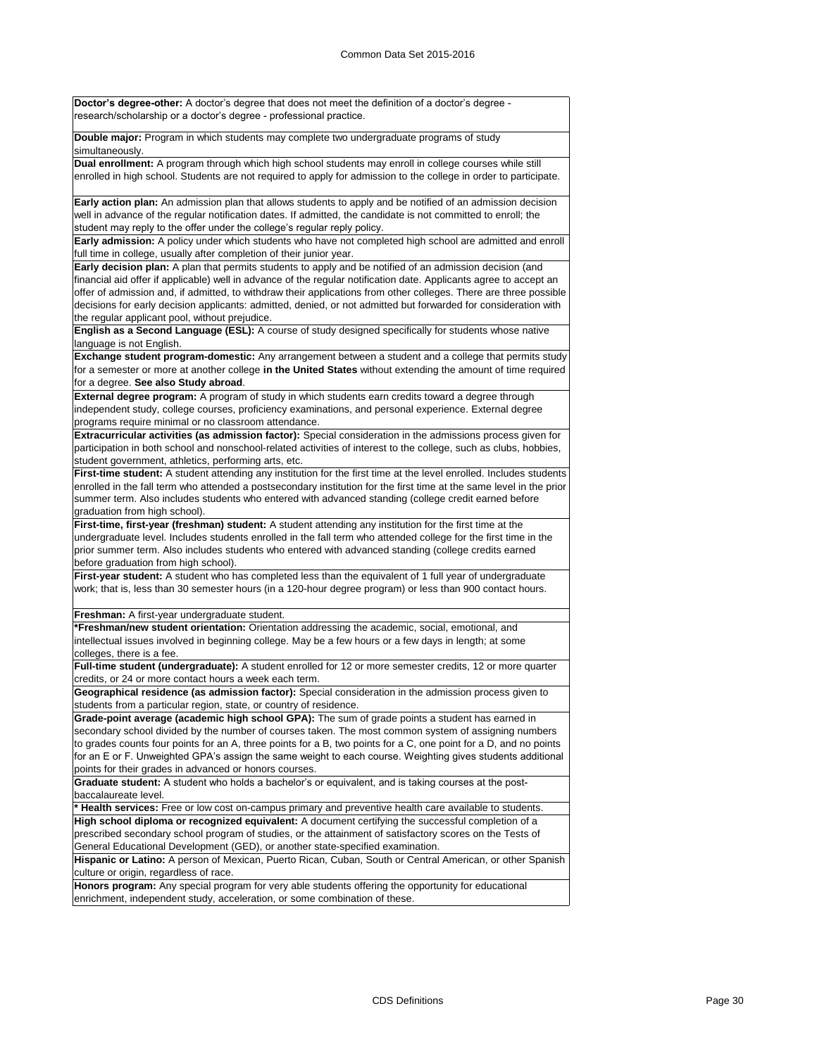**Doctor's degree-other:** A doctor's degree that does not meet the definition of a doctor's degree - research/scholarship or a doctor's degree - professional practice.

**Double major:** Program in which students may complete two undergraduate programs of study simultaneously.

**Dual enrollment:** A program through which high school students may enroll in college courses while still enrolled in high school. Students are not required to apply for admission to the college in order to participate.

**Early action plan:** An admission plan that allows students to apply and be notified of an admission decision well in advance of the regular notification dates. If admitted, the candidate is not committed to enroll; the student may reply to the offer under the college's regular reply policy.

**Early admission:** A policy under which students who have not completed high school are admitted and enroll full time in college, usually after completion of their junior year.

**Early decision plan:** A plan that permits students to apply and be notified of an admission decision (and financial aid offer if applicable) well in advance of the regular notification date. Applicants agree to accept an offer of admission and, if admitted, to withdraw their applications from other colleges. There are three possible decisions for early decision applicants: admitted, denied, or not admitted but forwarded for consideration with the regular applicant pool, without prejudice.

**English as a Second Language (ESL):** A course of study designed specifically for students whose native language is not English.

**Exchange student program-domestic:** Any arrangement between a student and a college that permits study for a semester or more at another college **in the United States** without extending the amount of time required for a degree. **See also Study abroad**.

**External degree program:** A program of study in which students earn credits toward a degree through independent study, college courses, proficiency examinations, and personal experience. External degree programs require minimal or no classroom attendance.

**Extracurricular activities (as admission factor):** Special consideration in the admissions process given for participation in both school and nonschool-related activities of interest to the college, such as clubs, hobbies, student government, athletics, performing arts, etc.

**First-time student:** A student attending any institution for the first time at the level enrolled. Includes students enrolled in the fall term who attended a postsecondary institution for the first time at the same level in the prior summer term. Also includes students who entered with advanced standing (college credit earned before graduation from high school).

**First-time, first-year (freshman) student:** A student attending any institution for the first time at the undergraduate level. Includes students enrolled in the fall term who attended college for the first time in the prior summer term. Also includes students who entered with advanced standing (college credits earned before graduation from high school).

**First-year student:** A student who has completed less than the equivalent of 1 full year of undergraduate work; that is, less than 30 semester hours (in a 120-hour degree program) or less than 900 contact hours.

**Freshman:** A first-year undergraduate student.

***Freshman/new student orientation:** Orientation addressing the academic, social, emotional, and intellectual issues involved in beginning college. May be a few hours or a few days in length; at some colleges, there is a fee.

**Full-time student (undergraduate):** A student enrolled for 12 or more semester credits, 12 or more quarter credits, or 24 or more contact hours a week each term.

**Geographical residence (as admission factor):** Special consideration in the admission process given to students from a particular region, state, or country of residence.

**Grade-point average (academic high school GPA):** The sum of grade points a student has earned in secondary school divided by the number of courses taken. The most common system of assigning numbers to grades counts four points for an A, three points for a B, two points for a C, one point for a D, and no points for an E or F. Unweighted GPA's assign the same weight to each course. Weighting gives students additional points for their grades in advanced or honors courses.

**Graduate student:** A student who holds a bachelor's or equivalent, and is taking courses at the post-baccalaureate level.

*** Health services:** Free or low cost on-campus primary and preventive health care available to students.

**High school diploma or recognized equivalent:** A document certifying the successful completion of a prescribed secondary school program of studies, or the attainment of satisfactory scores on the Tests of General Educational Development (GED), or another state-specified examination.

**Hispanic or Latino:** A person of Mexican, Puerto Rican, Cuban, South or Central American, or other Spanish culture or origin, regardless of race.

**Honors program:** Any special program for very able students offering the opportunity for educational enrichment, independent study, acceleration, or some combination of these.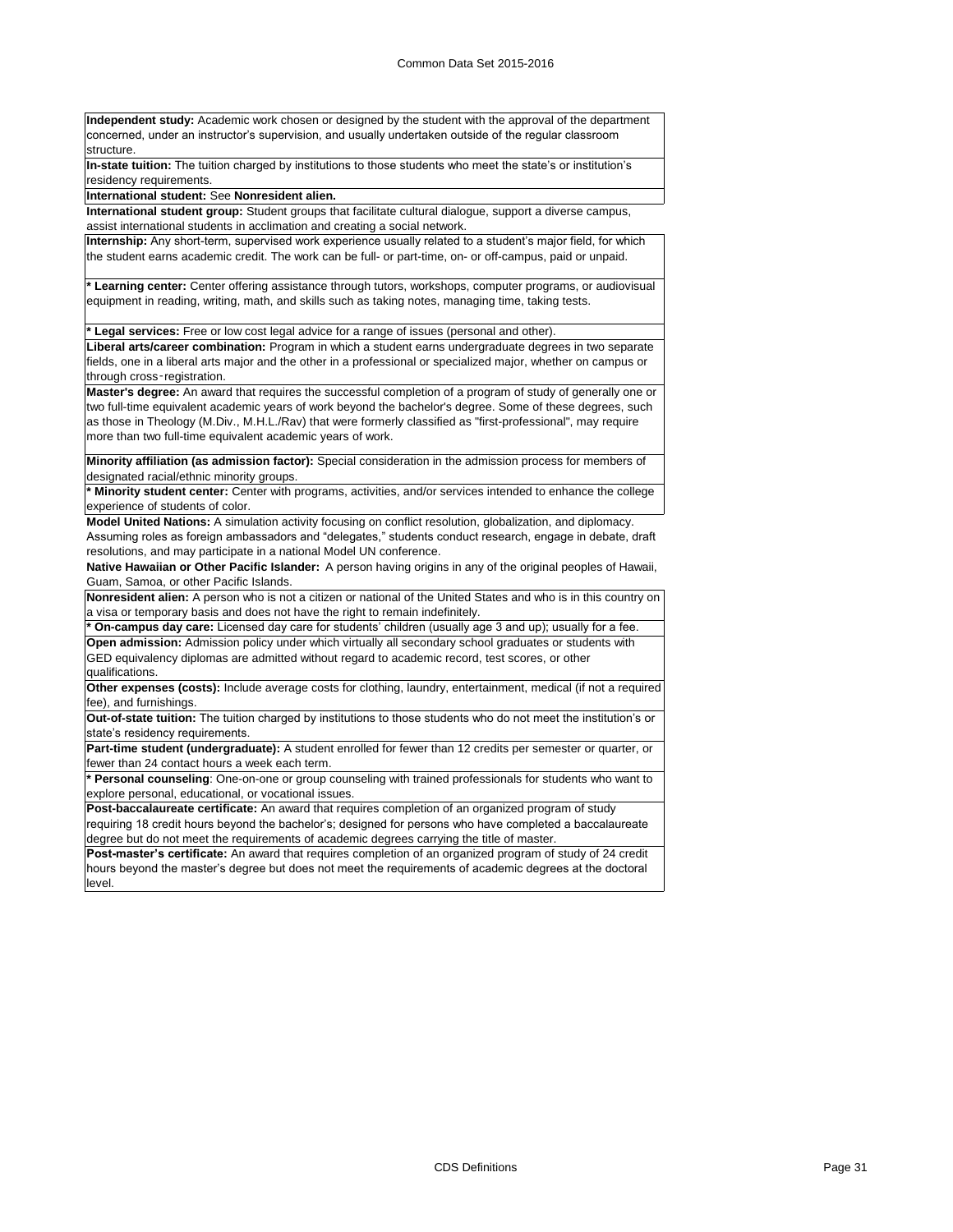**Independent study:** Academic work chosen or designed by the student with the approval of the department concerned, under an instructor's supervision, and usually undertaken outside of the regular classroom structure.

**In-state tuition:** The tuition charged by institutions to those students who meet the state's or institution's residency requirements.

**International student:** See **Nonresident alien.**

**International student group:** Student groups that facilitate cultural dialogue, support a diverse campus, assist international students in acclimation and creating a social network.

**Internship:** Any short-term, supervised work experience usually related to a student's major field, for which the student earns academic credit. The work can be full- or part-time, on- or off-campus, paid or unpaid.

**\* Learning center:** Center offering assistance through tutors, workshops, computer programs, or audiovisual equipment in reading, writing, math, and skills such as taking notes, managing time, taking tests.

**\* Legal services:** Free or low cost legal advice for a range of issues (personal and other).

**Liberal arts/career combination:** Program in which a student earns undergraduate degrees in two separate fields, one in a liberal arts major and the other in a professional or specialized major, whether on campus or through cross-registration.

**Master's degree:** An award that requires the successful completion of a program of study of generally one or two full-time equivalent academic years of work beyond the bachelor's degree. Some of these degrees, such as those in Theology (M.Div., M.H.L./Rav) that were formerly classified as "first-professional", may require more than two full-time equivalent academic years of work.

**Minority affiliation (as admission factor):** Special consideration in the admission process for members of designated racial/ethnic minority groups.

**\* Minority student center:** Center with programs, activities, and/or services intended to enhance the college experience of students of color.

**Model United Nations:** A simulation activity focusing on conflict resolution, globalization, and diplomacy. Assuming roles as foreign ambassadors and "delegates," students conduct research, engage in debate, draft resolutions, and may participate in a national Model UN conference.

**Native Hawaiian or Other Pacific Islander:** A person having origins in any of the original peoples of Hawaii, Guam, Samoa, or other Pacific Islands.

**Nonresident alien:** A person who is not a citizen or national of the United States and who is in this country on a visa or temporary basis and does not have the right to remain indefinitely.

**\* On-campus day care:** Licensed day care for students' children (usually age 3 and up); usually for a fee.

**Open admission:** Admission policy under which virtually all secondary school graduates or students with GED equivalency diplomas are admitted without regard to academic record, test scores, or other qualifications.

**Other expenses (costs):** Include average costs for clothing, laundry, entertainment, medical (if not a required fee), and furnishings.

**Out-of-state tuition:** The tuition charged by institutions to those students who do not meet the institution's or state's residency requirements.

**Part-time student (undergraduate):** A student enrolled for fewer than 12 credits per semester or quarter, or fewer than 24 contact hours a week each term.

**\* Personal counseling**: One-on-one or group counseling with trained professionals for students who want to explore personal, educational, or vocational issues.

**Post-baccalaureate certificate:** An award that requires completion of an organized program of study requiring 18 credit hours beyond the bachelor's; designed for persons who have completed a baccalaureate degree but do not meet the requirements of academic degrees carrying the title of master.

**Post-master's certificate:** An award that requires completion of an organized program of study of 24 credit hours beyond the master's degree but does not meet the requirements of academic degrees at the doctoral level.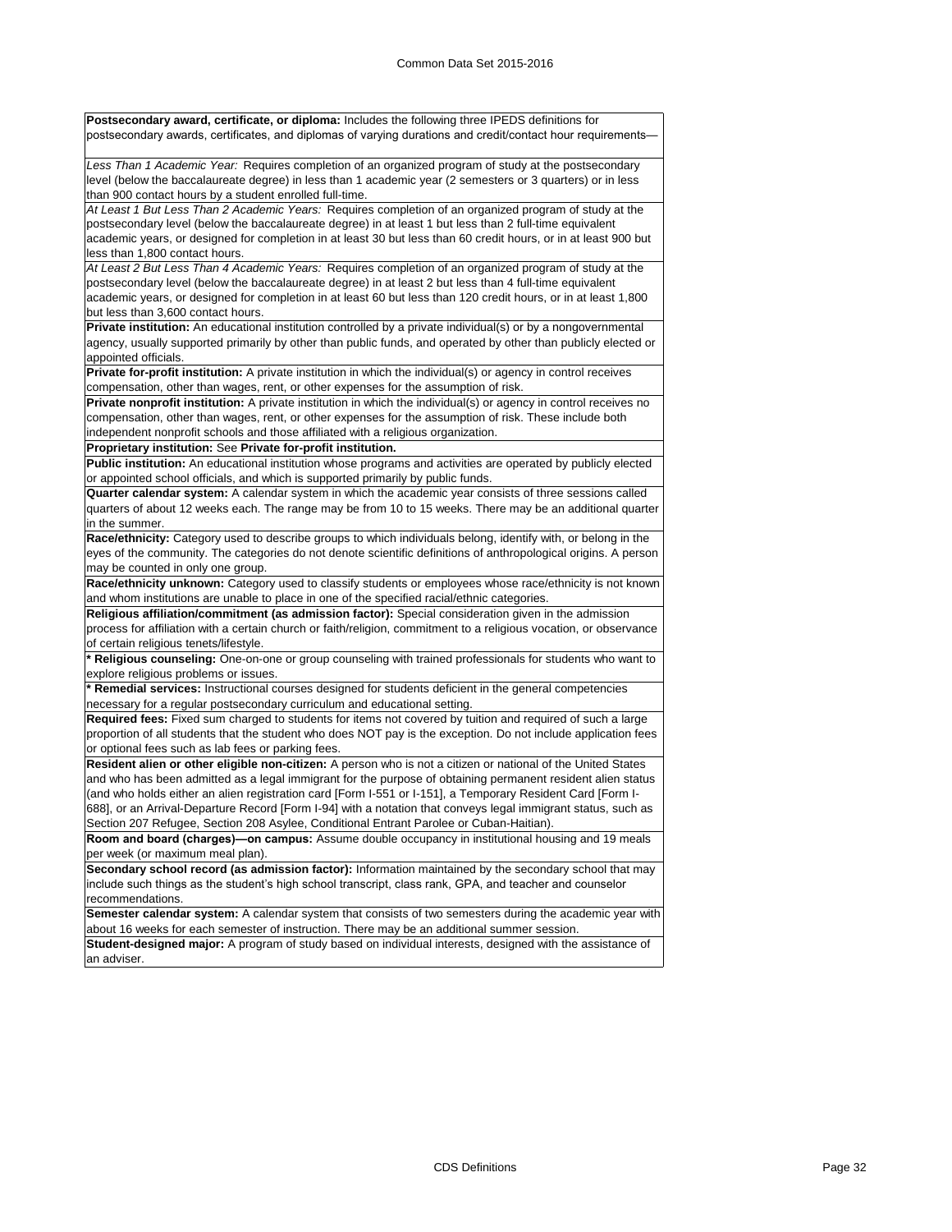**Postsecondary award, certificate, or diploma:** Includes the following three IPEDS definitions for postsecondary awards, certificates, and diplomas of varying durations and credit/contact hour requirements—

*Less Than 1 Academic Year:* Requires completion of an organized program of study at the postsecondary level (below the baccalaureate degree) in less than 1 academic year (2 semesters or 3 quarters) or in less than 900 contact hours by a student enrolled full-time.

*At Least 1 But Less Than 2 Academic Years:* Requires completion of an organized program of study at the postsecondary level (below the baccalaureate degree) in at least 1 but less than 2 full-time equivalent academic years, or designed for completion in at least 30 but less than 60 credit hours, or in at least 900 but less than 1,800 contact hours.

*At Least 2 But Less Than 4 Academic Years:* Requires completion of an organized program of study at the postsecondary level (below the baccalaureate degree) in at least 2 but less than 4 full-time equivalent academic years, or designed for completion in at least 60 but less than 120 credit hours, or in at least 1,800 but less than 3,600 contact hours.

**Private institution:** An educational institution controlled by a private individual(s) or by a nongovernmental agency, usually supported primarily by other than public funds, and operated by other than publicly elected or appointed officials.

**Private for-profit institution:** A private institution in which the individual(s) or agency in control receives compensation, other than wages, rent, or other expenses for the assumption of risk.

**Private nonprofit institution:** A private institution in which the individual(s) or agency in control receives no compensation, other than wages, rent, or other expenses for the assumption of risk. These include both independent nonprofit schools and those affiliated with a religious organization.

**Proprietary institution:** See **Private for-profit institution.**

**Public institution:** An educational institution whose programs and activities are operated by publicly elected or appointed school officials, and which is supported primarily by public funds.

**Quarter calendar system:** A calendar system in which the academic year consists of three sessions called quarters of about 12 weeks each. The range may be from 10 to 15 weeks. There may be an additional quarter in the summer.

**Race/ethnicity:** Category used to describe groups to which individuals belong, identify with, or belong in the eyes of the community. The categories do not denote scientific definitions of anthropological origins. A person may be counted in only one group.

**Race/ethnicity unknown:** Category used to classify students or employees whose race/ethnicity is not known and whom institutions are unable to place in one of the specified racial/ethnic categories.

**Religious affiliation/commitment (as admission factor):** Special consideration given in the admission process for affiliation with a certain church or faith/religion, commitment to a religious vocation, or observance of certain religious tenets/lifestyle.

**\* Religious counseling:** One-on-one or group counseling with trained professionals for students who want to explore religious problems or issues.

**\* Remedial services:** Instructional courses designed for students deficient in the general competencies necessary for a regular postsecondary curriculum and educational setting.

**Required fees:** Fixed sum charged to students for items not covered by tuition and required of such a large proportion of all students that the student who does NOT pay is the exception. Do not include application fees or optional fees such as lab fees or parking fees.

**Resident alien or other eligible non-citizen:** A person who is not a citizen or national of the United States and who has been admitted as a legal immigrant for the purpose of obtaining permanent resident alien status (and who holds either an alien registration card [Form I-551 or I-151], a Temporary Resident Card [Form I-688], or an Arrival-Departure Record [Form I-94] with a notation that conveys legal immigrant status, such as Section 207 Refugee, Section 208 Asylee, Conditional Entrant Parolee or Cuban-Haitian).

**Room and board (charges)—on campus:** Assume double occupancy in institutional housing and 19 meals per week (or maximum meal plan).

**Secondary school record (as admission factor):** Information maintained by the secondary school that may include such things as the student's high school transcript, class rank, GPA, and teacher and counselor recommendations.

**Semester calendar system:** A calendar system that consists of two semesters during the academic year with about 16 weeks for each semester of instruction. There may be an additional summer session.

**Student-designed major:** A program of study based on individual interests, designed with the assistance of an adviser.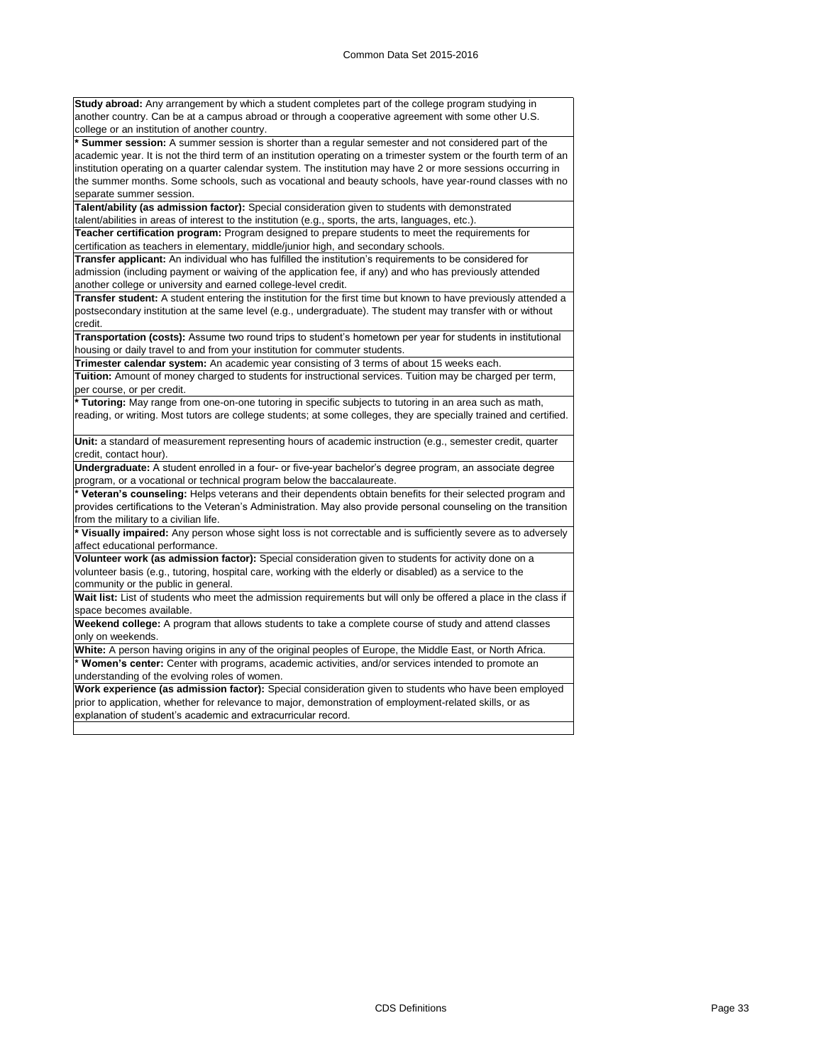**Study abroad:** Any arrangement by which a student completes part of the college program studying in another country. Can be at a campus abroad or through a cooperative agreement with some other U.S. college or an institution of another country.

* **Summer session:** A summer session is shorter than a regular semester and not considered part of the academic year. It is not the third term of an institution operating on a trimester system or the fourth term of an institution operating on a quarter calendar system. The institution may have 2 or more sessions occurring in the summer months. Some schools, such as vocational and beauty schools, have year-round classes with no separate summer session.

**Talent/ability (as admission factor):** Special consideration given to students with demonstrated talent/abilities in areas of interest to the institution (e.g., sports, the arts, languages, etc.).

**Teacher certification program:** Program designed to prepare students to meet the requirements for certification as teachers in elementary, middle/junior high, and secondary schools.

**Transfer applicant:** An individual who has fulfilled the institution's requirements to be considered for admission (including payment or waiving of the application fee, if any) and who has previously attended another college or university and earned college-level credit.

**Transfer student:** A student entering the institution for the first time but known to have previously attended a postsecondary institution at the same level (e.g., undergraduate). The student may transfer with or without credit.

**Transportation (costs):** Assume two round trips to student's hometown per year for students in institutional housing or daily travel to and from your institution for commuter students.

**Trimester calendar system:** An academic year consisting of 3 terms of about 15 weeks each.

**Tuition:** Amount of money charged to students for instructional services. Tuition may be charged per term, per course, or per credit.

* **Tutoring:** May range from one-on-one tutoring in specific subjects to tutoring in an area such as math, reading, or writing. Most tutors are college students; at some colleges, they are specially trained and certified.

**Unit:** a standard of measurement representing hours of academic instruction (e.g., semester credit, quarter credit, contact hour).

**Undergraduate:** A student enrolled in a four- or five-year bachelor's degree program, an associate degree program, or a vocational or technical program below the baccalaureate.

* **Veteran's counseling:** Helps veterans and their dependents obtain benefits for their selected program and provides certifications to the Veteran's Administration. May also provide personal counseling on the transition from the military to a civilian life.

* **Visually impaired:** Any person whose sight loss is not correctable and is sufficiently severe as to adversely affect educational performance.

**Volunteer work (as admission factor):** Special consideration given to students for activity done on a volunteer basis (e.g., tutoring, hospital care, working with the elderly or disabled) as a service to the community or the public in general.

**Wait list:** List of students who meet the admission requirements but will only be offered a place in the class if space becomes available.

**Weekend college:** A program that allows students to take a complete course of study and attend classes only on weekends.

**White:** A person having origins in any of the original peoples of Europe, the Middle East, or North Africa.

* **Women's center:** Center with programs, academic activities, and/or services intended to promote an understanding of the evolving roles of women.

**Work experience (as admission factor):** Special consideration given to students who have been employed prior to application, whether for relevance to major, demonstration of employment-related skills, or as explanation of student's academic and extracurricular record.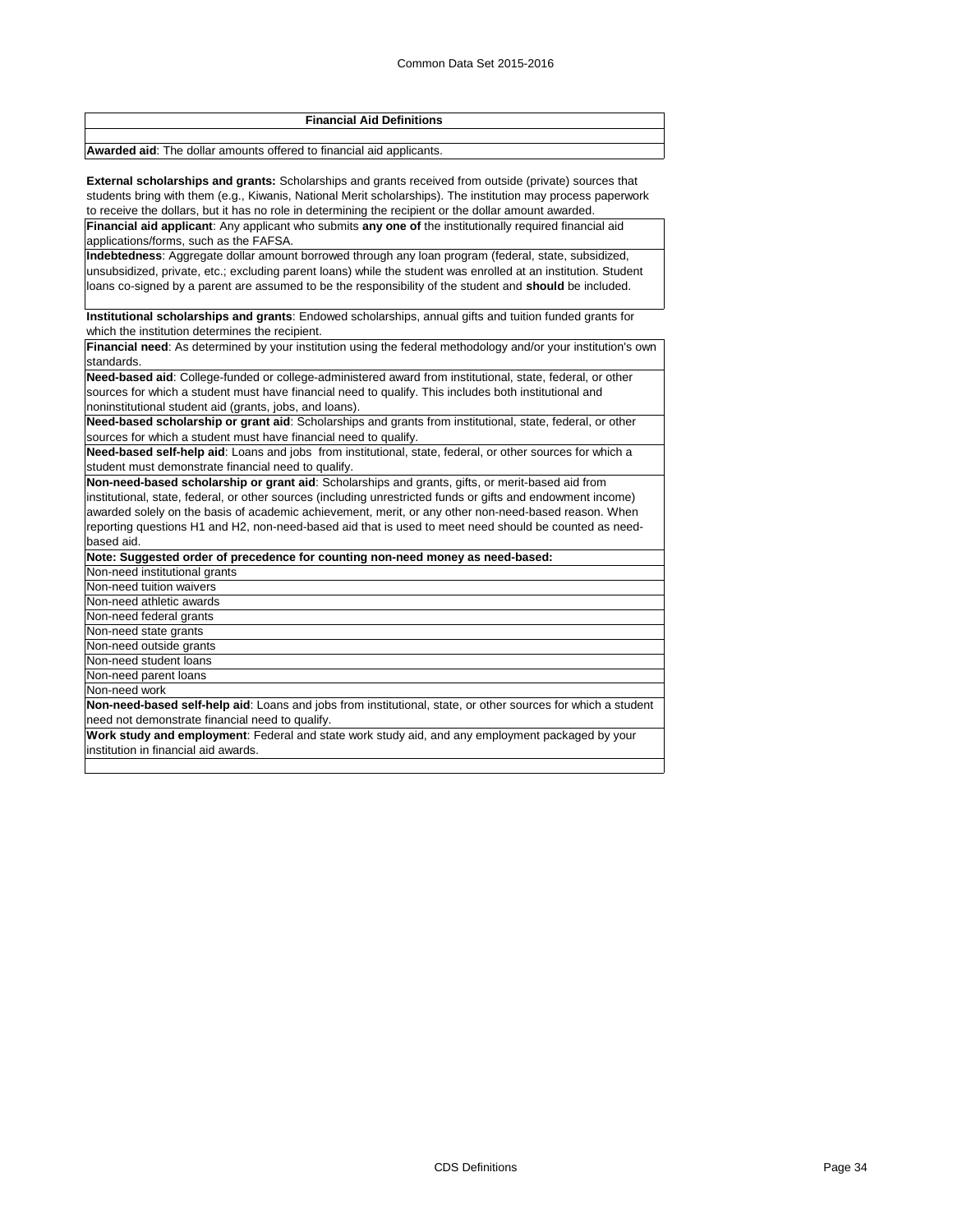## Financial Aid Definitions

**Awarded aid**: The dollar amounts offered to financial aid applicants.

**External scholarships and grants:** Scholarships and grants received from outside (private) sources that students bring with them (e.g., Kiwanis, National Merit scholarships). The institution may process paperwork to receive the dollars, but it has no role in determining the recipient or the dollar amount awarded.

**Financial aid applicant**: Any applicant who submits **any one of** the institutionally required financial aid applications/forms, such as the FAFSA.

**Indebtedness**: Aggregate dollar amount borrowed through any loan program (federal, state, subsidized, unsubsidized, private, etc.; excluding parent loans) while the student was enrolled at an institution. Student loans co-signed by a parent are assumed to be the responsibility of the student and **should** be included.

**Institutional scholarships and grants**: Endowed scholarships, annual gifts and tuition funded grants for which the institution determines the recipient.

**Financial need**: As determined by your institution using the federal methodology and/or your institution's own standards.

**Need-based aid**: College-funded or college-administered award from institutional, state, federal, or other sources for which a student must have financial need to qualify. This includes both institutional and noninstitutional student aid (grants, jobs, and loans).

**Need-based scholarship or grant aid**: Scholarships and grants from institutional, state, federal, or other sources for which a student must have financial need to qualify.

**Need-based self-help aid**: Loans and jobs from institutional, state, federal, or other sources for which a student must demonstrate financial need to qualify.

**Non-need-based scholarship or grant aid**: Scholarships and grants, gifts, or merit-based aid from institutional, state, federal, or other sources (including unrestricted funds or gifts and endowment income) awarded solely on the basis of academic achievement, merit, or any other non-need-based reason. When reporting questions H1 and H2, non-need-based aid that is used to meet need should be counted as need-based aid.

**Note: Suggested order of precedence for counting non-need money as need-based:**

- Non-need institutional grants
- Non-need tuition waivers
- Non-need athletic awards
- Non-need federal grants
- Non-need state grants
- Non-need outside grants
- Non-need student loans
- Non-need parent loans
- Non-need work

**Non-need-based self-help aid**: Loans and jobs from institutional, state, or other sources for which a student need not demonstrate financial need to qualify.

**Work study and employment**: Federal and state work study aid, and any employment packaged by your institution in financial aid awards.